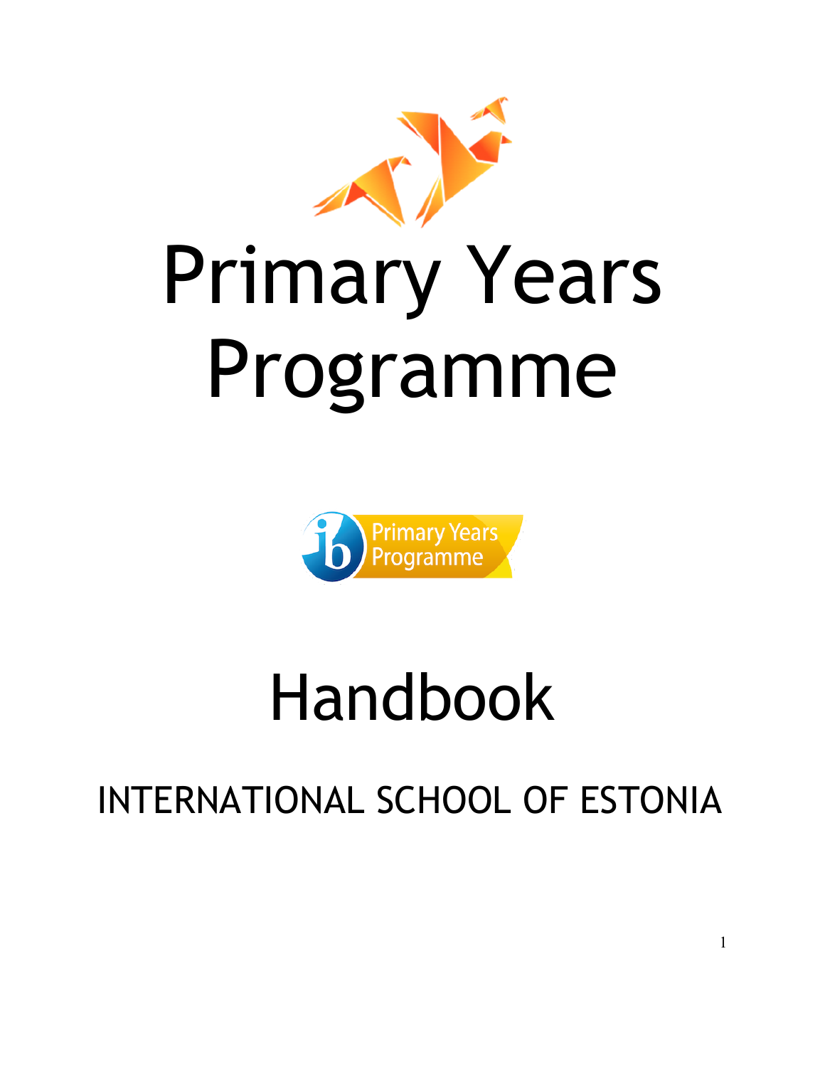# Primary Years Programme

# Handbook

## INTERNATIONAL SCHOOL OF ESTONIA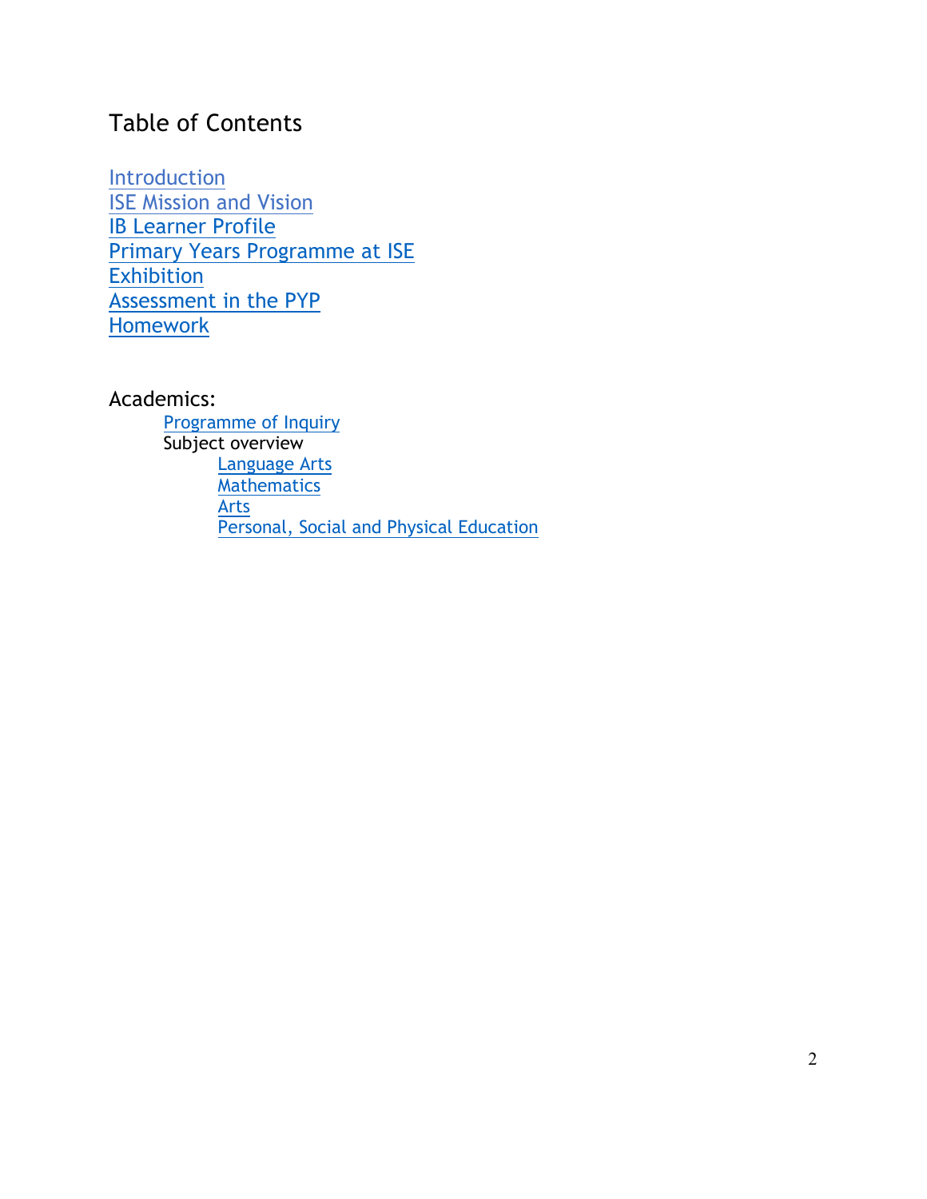# Table of Contents

Introduction
ISE Mission and Vision
IB Learner Profile
Primary Years Programme at ISE
Exhibition
Assessment in the PYP
Homework

Academics:

- Programme of Inquiry
- Subject overview
  - Language Arts
  - Mathematics
  - Arts
  - Personal, Social and Physical Education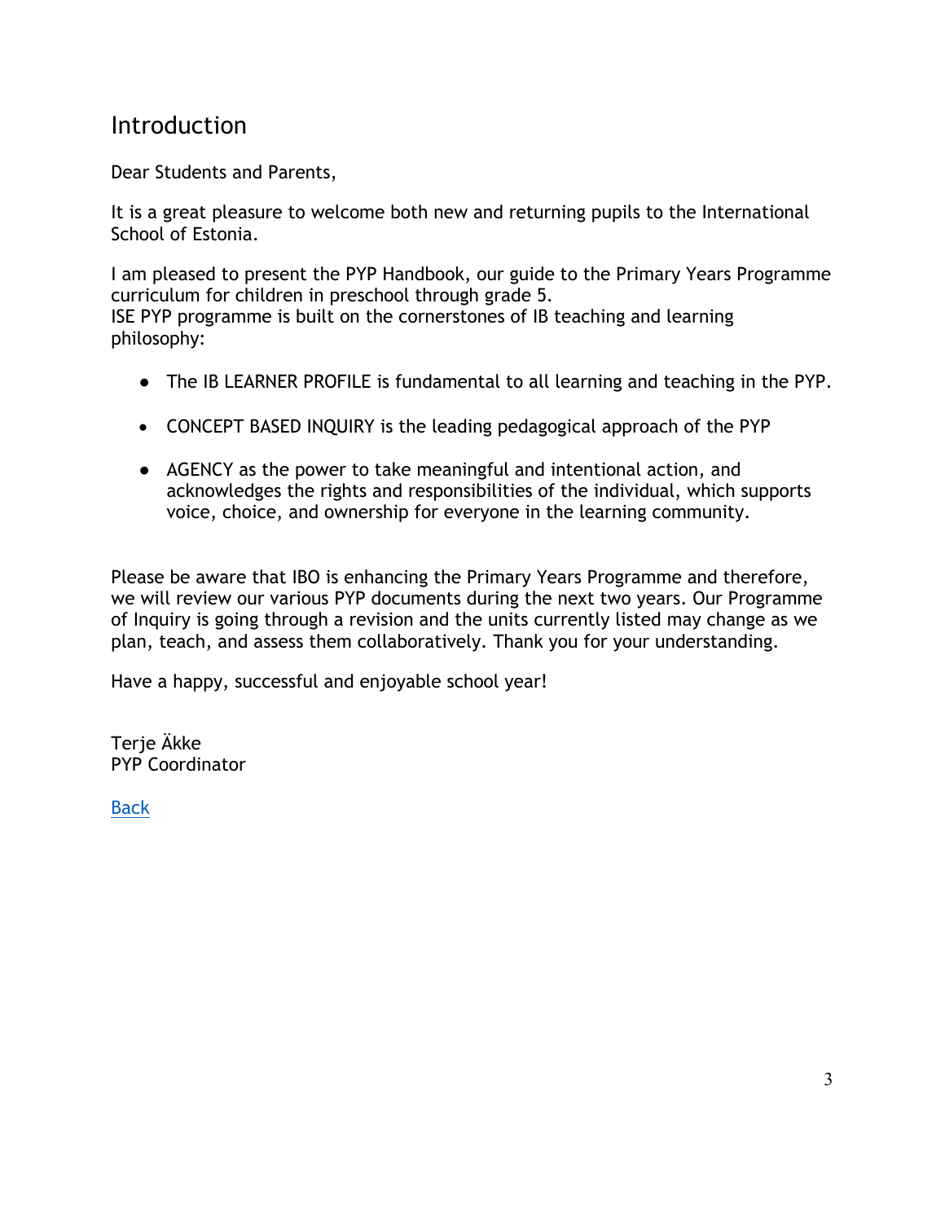# Introduction

Dear Students and Parents,

It is a great pleasure to welcome both new and returning pupils to the International School of Estonia.

I am pleased to present the PYP Handbook, our guide to the Primary Years Programme curriculum for children in preschool through grade 5.
ISE PYP programme is built on the cornerstones of IB teaching and learning philosophy:

- The IB LEARNER PROFILE is fundamental to all learning and teaching in the PYP.
- CONCEPT BASED INQUIRY is the leading pedagogical approach of the PYP
- AGENCY as the power to take meaningful and intentional action, and acknowledges the rights and responsibilities of the individual, which supports voice, choice, and ownership for everyone in the learning community.

Please be aware that IBO is enhancing the Primary Years Programme and therefore, we will review our various PYP documents during the next two years. Our Programme of Inquiry is going through a revision and the units currently listed may change as we plan, teach, and assess them collaboratively. Thank you for your understanding.

Have a happy, successful and enjoyable school year!

Terje Äkke
PYP Coordinator

Back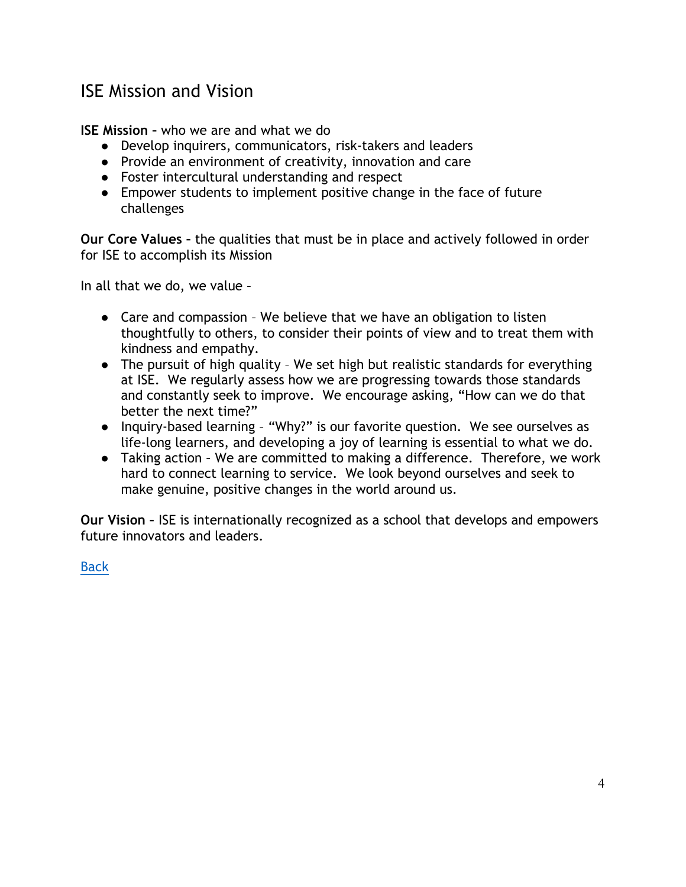## ISE Mission and Vision

**ISE Mission –** who we are and what we do

- Develop inquirers, communicators, risk-takers and leaders
- Provide an environment of creativity, innovation and care
- Foster intercultural understanding and respect
- Empower students to implement positive change in the face of future challenges

**Our Core Values –** the qualities that must be in place and actively followed in order for ISE to accomplish its Mission

In all that we do, we value –

- Care and compassion – We believe that we have an obligation to listen thoughtfully to others, to consider their points of view and to treat them with kindness and empathy.
- The pursuit of high quality – We set high but realistic standards for everything at ISE. We regularly assess how we are progressing towards those standards and constantly seek to improve. We encourage asking, "How can we do that better the next time?"
- Inquiry-based learning – "Why?" is our favorite question. We see ourselves as life-long learners, and developing a joy of learning is essential to what we do.
- Taking action – We are committed to making a difference. Therefore, we work hard to connect learning to service. We look beyond ourselves and seek to make genuine, positive changes in the world around us.

**Our Vision –** ISE is internationally recognized as a school that develops and empowers future innovators and leaders.

Back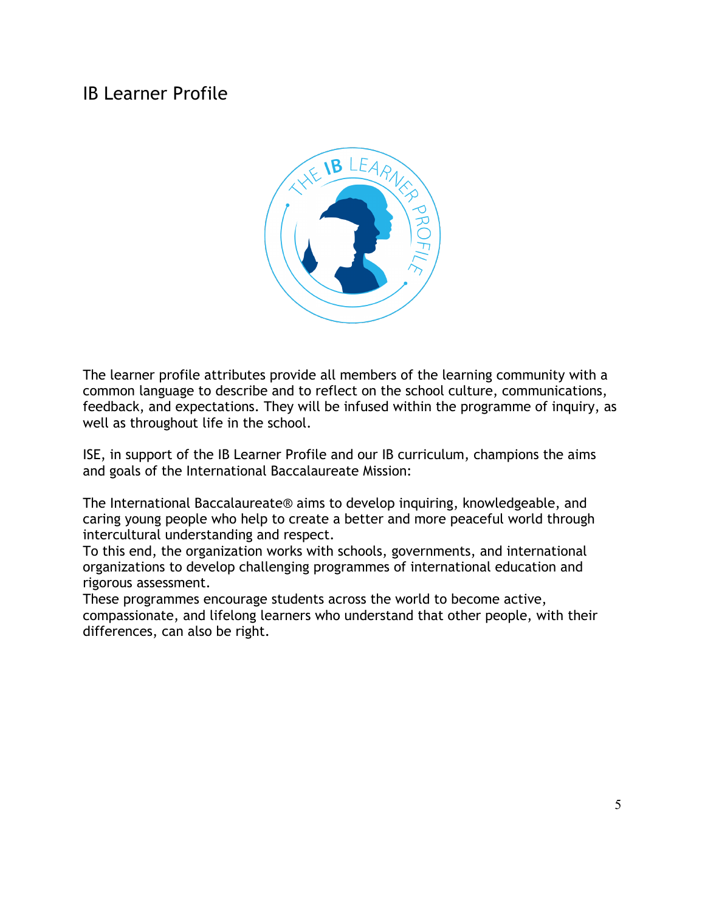# IB Learner Profile

The learner profile attributes provide all members of the learning community with a common language to describe and to reflect on the school culture, communications, feedback, and expectations. They will be infused within the programme of inquiry, as well as throughout life in the school.

ISE, in support of the IB Learner Profile and our IB curriculum, champions the aims and goals of the International Baccalaureate Mission:

The International Baccalaureate® aims to develop inquiring, knowledgeable, and caring young people who help to create a better and more peaceful world through intercultural understanding and respect.
To this end, the organization works with schools, governments, and international organizations to develop challenging programmes of international education and rigorous assessment.
These programmes encourage students across the world to become active, compassionate, and lifelong learners who understand that other people, with their differences, can also be right.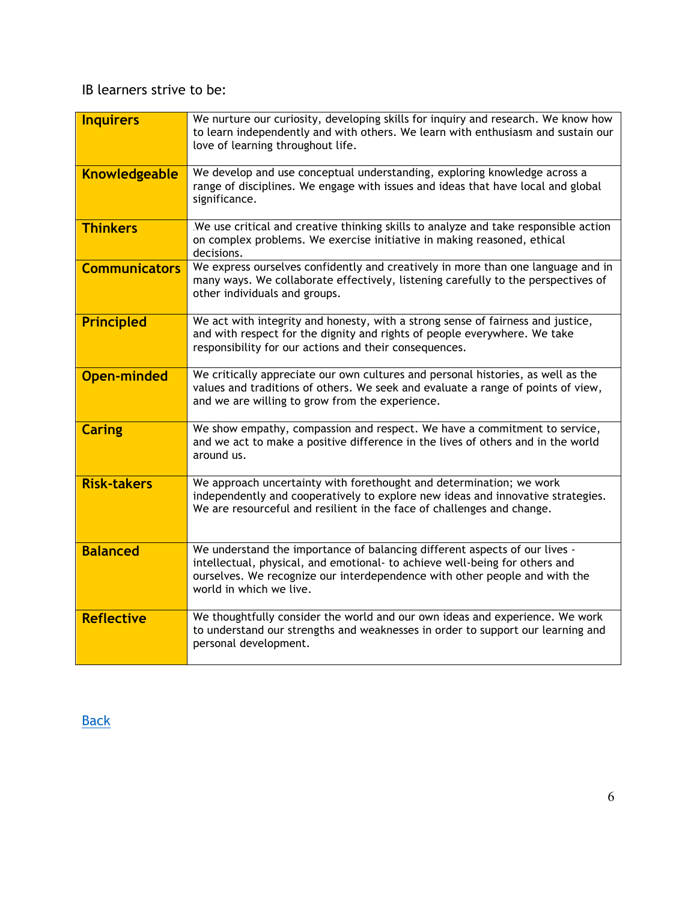IB learners strive to be:

| | |
|---|---|
| **Inquirers** | We nurture our curiosity, developing skills for inquiry and research. We know how to learn independently and with others. We learn with enthusiasm and sustain our love of learning throughout life. |
| **Knowledgeable** | We develop and use conceptual understanding, exploring knowledge across a range of disciplines. We engage with issues and ideas that have local and global significance. |
| **Thinkers** | We use critical and creative thinking skills to analyze and take responsible action on complex problems. We exercise initiative in making reasoned, ethical decisions. |
| **Communicators** | We express ourselves confidently and creatively in more than one language and in many ways. We collaborate effectively, listening carefully to the perspectives of other individuals and groups. |
| **Principled** | We act with integrity and honesty, with a strong sense of fairness and justice, and with respect for the dignity and rights of people everywhere. We take responsibility for our actions and their consequences. |
| **Open-minded** | We critically appreciate our own cultures and personal histories, as well as the values and traditions of others. We seek and evaluate a range of points of view, and we are willing to grow from the experience. |
| **Caring** | We show empathy, compassion and respect. We have a commitment to service, and we act to make a positive difference in the lives of others and in the world around us. |
| **Risk-takers** | We approach uncertainty with forethought and determination; we work independently and cooperatively to explore new ideas and innovative strategies. We are resourceful and resilient in the face of challenges and change. |
| **Balanced** | We understand the importance of balancing different aspects of our lives - intellectual, physical, and emotional- to achieve well-being for others and ourselves. We recognize our interdependence with other people and with the world in which we live. |
| **Reflective** | We thoughtfully consider the world and our own ideas and experience. We work to understand our strengths and weaknesses in order to support our learning and personal development. |

Back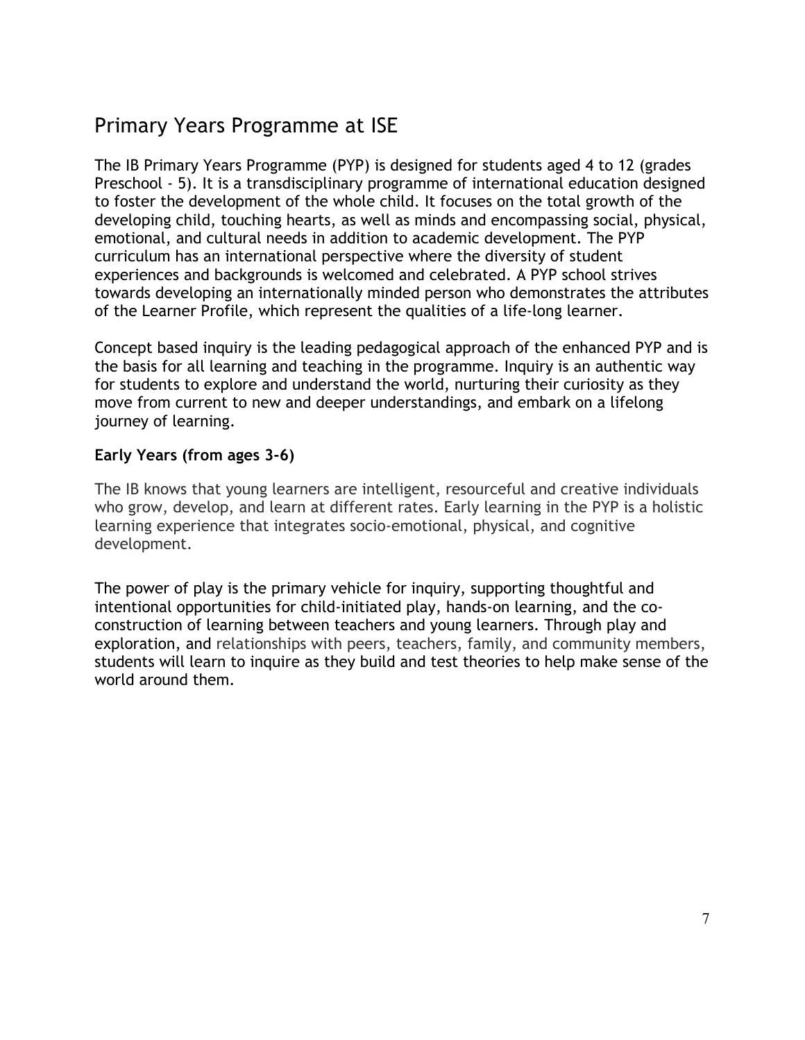## Primary Years Programme at ISE

The IB Primary Years Programme (PYP) is designed for students aged 4 to 12 (grades Preschool - 5). It is a transdisciplinary programme of international education designed to foster the development of the whole child. It focuses on the total growth of the developing child, touching hearts, as well as minds and encompassing social, physical, emotional, and cultural needs in addition to academic development. The PYP curriculum has an international perspective where the diversity of student experiences and backgrounds is welcomed and celebrated. A PYP school strives towards developing an internationally minded person who demonstrates the attributes of the Learner Profile, which represent the qualities of a life-long learner.

Concept based inquiry is the leading pedagogical approach of the enhanced PYP and is the basis for all learning and teaching in the programme. Inquiry is an authentic way for students to explore and understand the world, nurturing their curiosity as they move from current to new and deeper understandings, and embark on a lifelong journey of learning.

**Early Years (from ages 3-6)**

The IB knows that young learners are intelligent, resourceful and creative individuals who grow, develop, and learn at different rates. Early learning in the PYP is a holistic learning experience that integrates socio-emotional, physical, and cognitive development.

The power of play is the primary vehicle for inquiry, supporting thoughtful and intentional opportunities for child-initiated play, hands-on learning, and the co-construction of learning between teachers and young learners. Through play and exploration, and relationships with peers, teachers, family, and community members, students will learn to inquire as they build and test theories to help make sense of the world around them.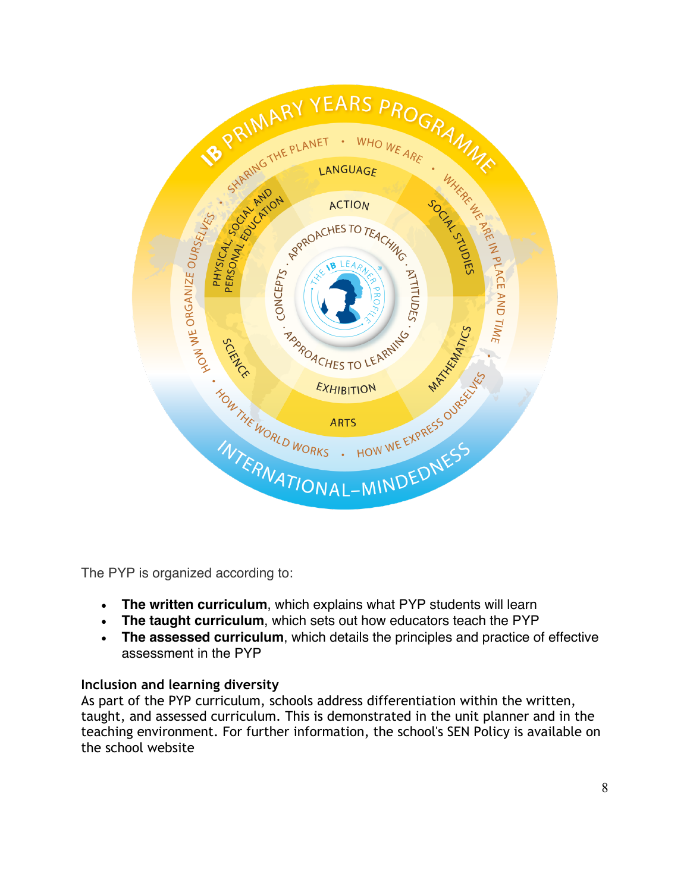The PYP is organized according to:

- **The written curriculum**, which explains what PYP students will learn
- **The taught curriculum**, which sets out how educators teach the PYP
- **The assessed curriculum**, which details the principles and practice of effective assessment in the PYP

### Inclusion and learning diversity

As part of the PYP curriculum, schools address differentiation within the written, taught, and assessed curriculum. This is demonstrated in the unit planner and in the teaching environment. For further information, the school's SEN Policy is available on the school website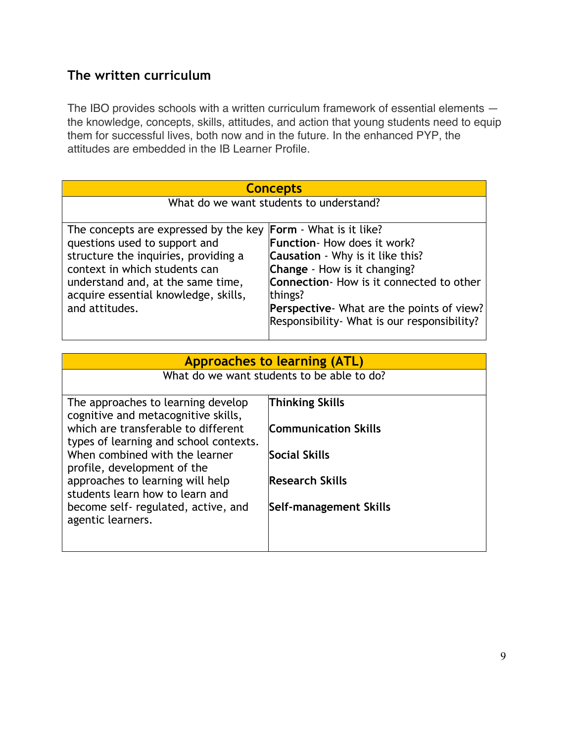## The written curriculum

The IBO provides schools with a written curriculum framework of essential elements — the knowledge, concepts, skills, attitudes, and action that young students need to equip them for successful lives, both now and in the future. In the enhanced PYP, the attitudes are embedded in the IB Learner Profile.

| **Concepts** | |
|---|---|
| What do we want students to understand? | |
| The concepts are expressed by the key questions used to support and structure the inquiries, providing a context in which students can understand and, at the same time, acquire essential knowledge, skills, and attitudes. | **Form** - What is it like?<br>**Function**- How does it work?<br>**Causation** - Why is it like this?<br>**Change** - How is it changing?<br>**Connection**- How is it connected to other things?<br>**Perspective**- What are the points of view?<br>Responsibility- What is our responsibility? |

| **Approaches to learning (ATL)** | |
|---|---|
| What do we want students to be able to do? | |
| The approaches to learning develop cognitive and metacognitive skills, which are transferable to different types of learning and school contexts. When combined with the learner profile, development of the approaches to learning will help students learn how to learn and become self- regulated, active, and agentic learners. | **Thinking Skills**<br><br>**Communication Skills**<br><br>**Social Skills**<br><br>**Research Skills**<br><br>**Self-management Skills** |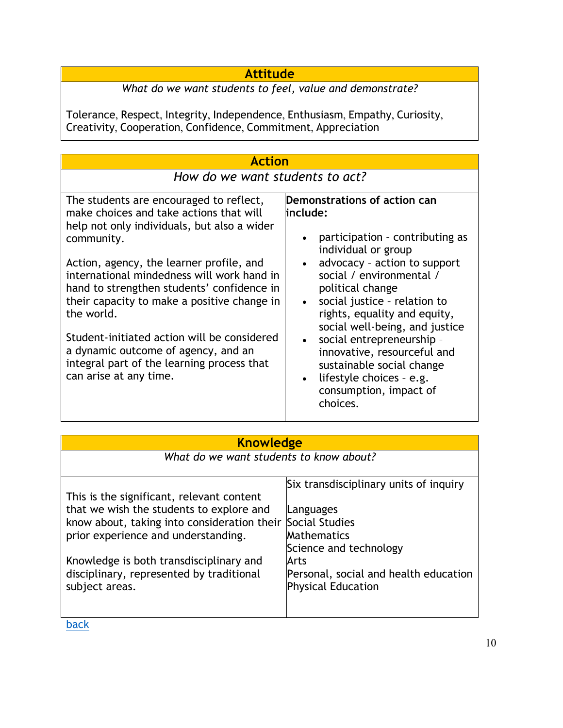| Attitude |
| --- |
| *What do we want students to feel, value and demonstrate?* |
| Tolerance, Respect, Integrity, Independence, Enthusiasm, Empathy, Curiosity, Creativity, Cooperation, Confidence, Commitment, Appreciation |

| Action | |
| --- | --- |
| *How do we want students to act?* | |
| The students are encouraged to reflect, make choices and take actions that will help not only individuals, but also a wider community.<br><br>Action, agency, the learner profile, and international mindedness will work hand in hand to strengthen students' confidence in their capacity to make a positive change in the world.<br><br>Student-initiated action will be considered a dynamic outcome of agency, and an integral part of the learning process that can arise at any time. | **Demonstrations of action can include:**<br><br>• participation – contributing as individual or group<br>• advocacy – action to support social / environmental / political change<br>• social justice – relation to rights, equality and equity, social well-being, and justice<br>• social entrepreneurship – innovative, resourceful and sustainable social change<br>• lifestyle choices – e.g. consumption, impact of choices. |

| Knowledge | |
| --- | --- |
| *What do we want students to know about?* | |
| This is the significant, relevant content that we wish the students to explore and know about, taking into consideration their prior experience and understanding.<br><br>Knowledge is both transdisciplinary and disciplinary, represented by traditional subject areas. | Six transdisciplinary units of inquiry<br><br>Languages<br>Social Studies<br>Mathematics<br>Science and technology<br>Arts<br>Personal, social and health education<br>Physical Education |

back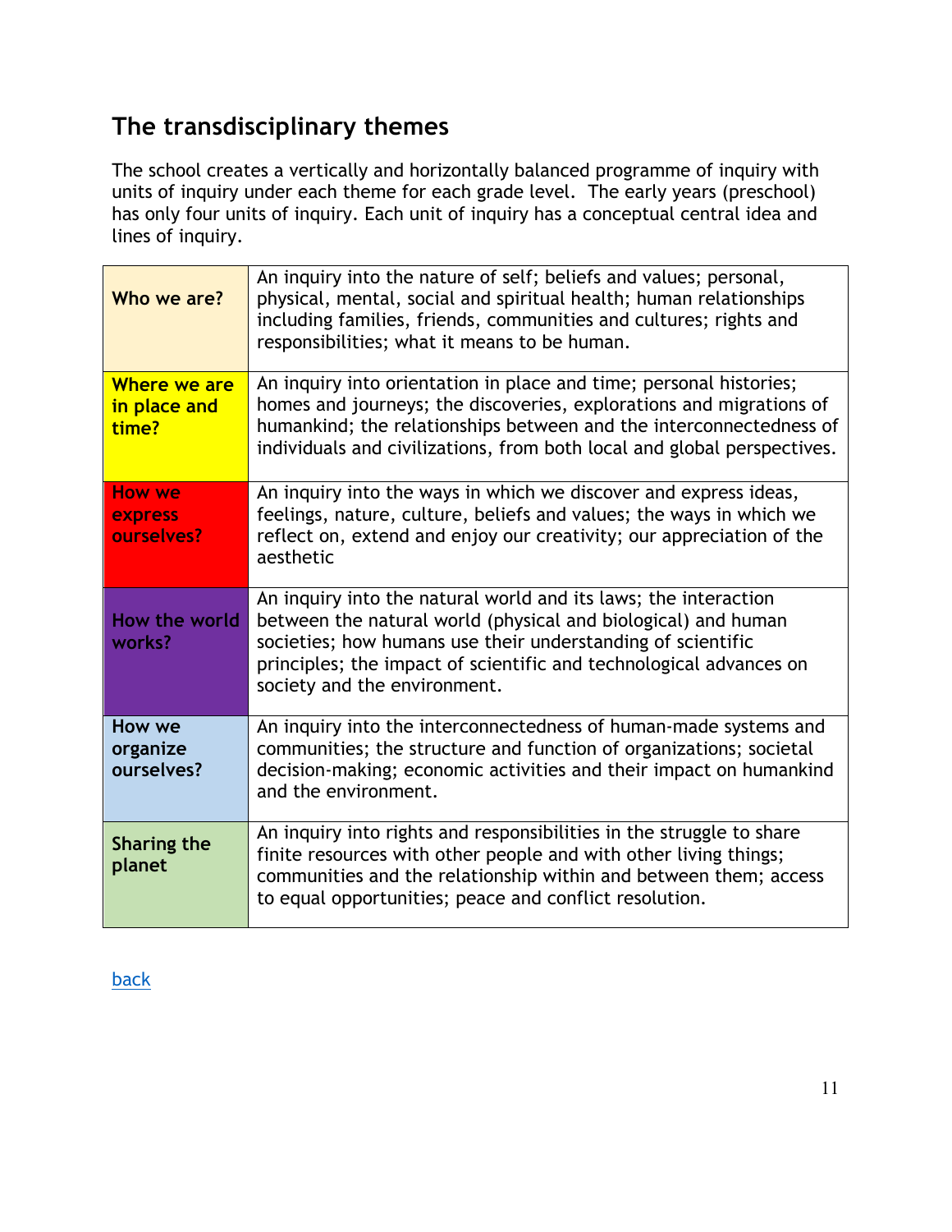## The transdisciplinary themes

The school creates a vertically and horizontally balanced programme of inquiry with units of inquiry under each theme for each grade level. The early years (preschool) has only four units of inquiry. Each unit of inquiry has a conceptual central idea and lines of inquiry.

| | |
|---|---|
| **Who we are?** | An inquiry into the nature of self; beliefs and values; personal, physical, mental, social and spiritual health; human relationships including families, friends, communities and cultures; rights and responsibilities; what it means to be human. |
| **Where we are in place and time?** | An inquiry into orientation in place and time; personal histories; homes and journeys; the discoveries, explorations and migrations of humankind; the relationships between and the interconnectedness of individuals and civilizations, from both local and global perspectives. |
| **How we express ourselves?** | An inquiry into the ways in which we discover and express ideas, feelings, nature, culture, beliefs and values; the ways in which we reflect on, extend and enjoy our creativity; our appreciation of the aesthetic |
| **How the world works?** | An inquiry into the natural world and its laws; the interaction between the natural world (physical and biological) and human societies; how humans use their understanding of scientific principles; the impact of scientific and technological advances on society and the environment. |
| **How we organize ourselves?** | An inquiry into the interconnectedness of human-made systems and communities; the structure and function of organizations; societal decision-making; economic activities and their impact on humankind and the environment. |
| **Sharing the planet** | An inquiry into rights and responsibilities in the struggle to share finite resources with other people and with other living things; communities and the relationship within and between them; access to equal opportunities; peace and conflict resolution. |

back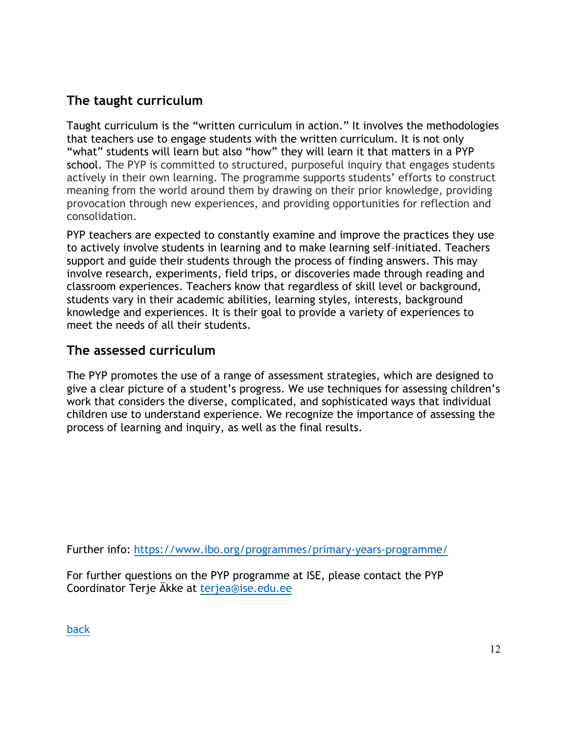## The taught curriculum

Taught curriculum is the "written curriculum in action." It involves the methodologies that teachers use to engage students with the written curriculum. It is not only "what" students will learn but also "how" they will learn it that matters in a PYP school. The PYP is committed to structured, purposeful inquiry that engages students actively in their own learning. The programme supports students' efforts to construct meaning from the world around them by drawing on their prior knowledge, providing provocation through new experiences, and providing opportunities for reflection and consolidation.

PYP teachers are expected to constantly examine and improve the practices they use to actively involve students in learning and to make learning self-initiated. Teachers support and guide their students through the process of finding answers. This may involve research, experiments, field trips, or discoveries made through reading and classroom experiences. Teachers know that regardless of skill level or background, students vary in their academic abilities, learning styles, interests, background knowledge and experiences. It is their goal to provide a variety of experiences to meet the needs of all their students.

## The assessed curriculum

The PYP promotes the use of a range of assessment strategies, which are designed to give a clear picture of a student's progress. We use techniques for assessing children's work that considers the diverse, complicated, and sophisticated ways that individual children use to understand experience. We recognize the importance of assessing the process of learning and inquiry, as well as the final results.

Further info: [https://www.ibo.org/programmes/primary-years-programme/](https://www.ibo.org/programmes/primary-years-programme/)

For further questions on the PYP programme at ISE, please contact the PYP Coordinator Terje Äkke at [terjea@ise.edu.ee](mailto:terjea@ise.edu.ee)

back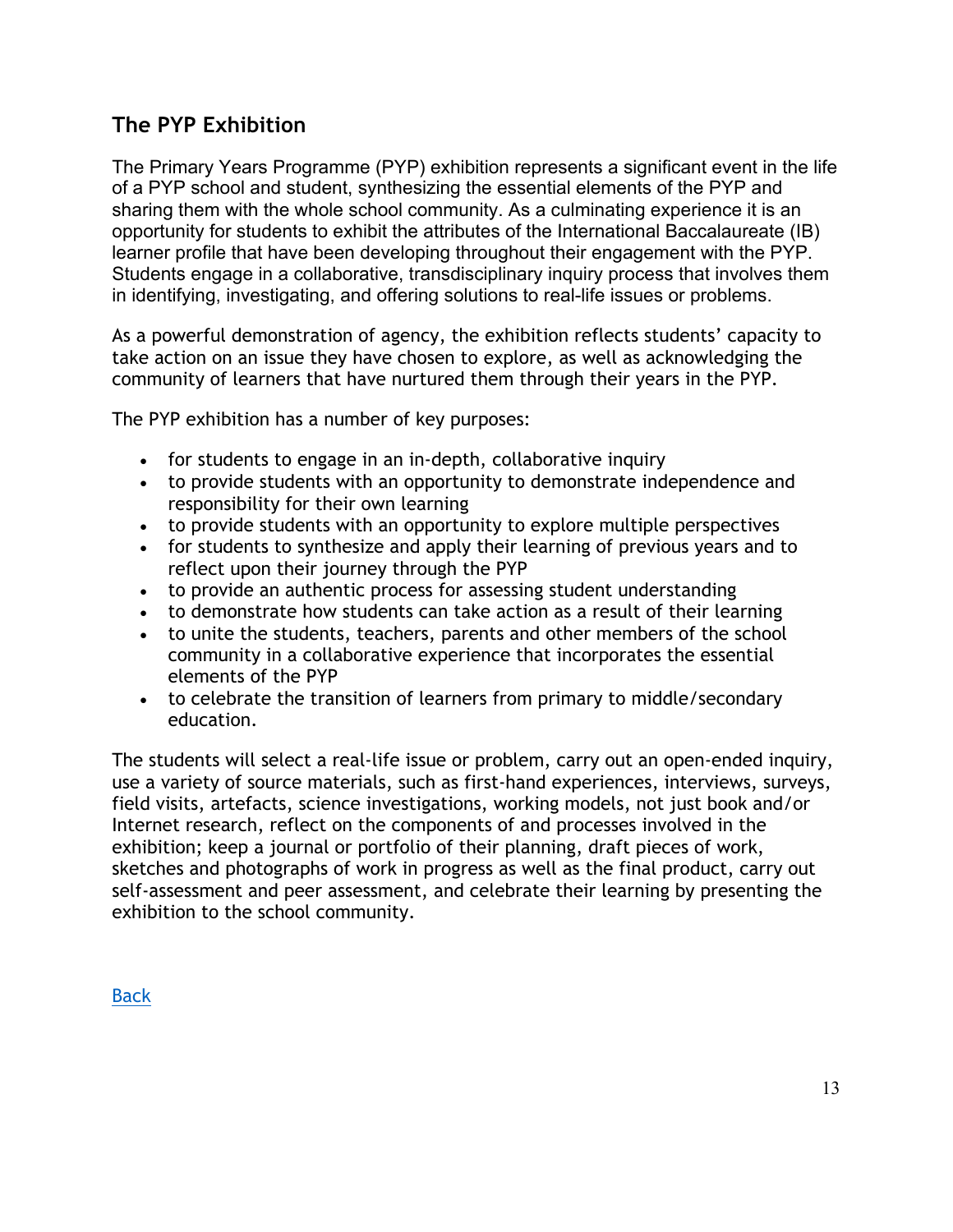## The PYP Exhibition

The Primary Years Programme (PYP) exhibition represents a significant event in the life of a PYP school and student, synthesizing the essential elements of the PYP and sharing them with the whole school community. As a culminating experience it is an opportunity for students to exhibit the attributes of the International Baccalaureate (IB) learner profile that have been developing throughout their engagement with the PYP. Students engage in a collaborative, transdisciplinary inquiry process that involves them in identifying, investigating, and offering solutions to real-life issues or problems.

As a powerful demonstration of agency, the exhibition reflects students' capacity to take action on an issue they have chosen to explore, as well as acknowledging the community of learners that have nurtured them through their years in the PYP.

The PYP exhibition has a number of key purposes:

- for students to engage in an in-depth, collaborative inquiry
- to provide students with an opportunity to demonstrate independence and responsibility for their own learning
- to provide students with an opportunity to explore multiple perspectives
- for students to synthesize and apply their learning of previous years and to reflect upon their journey through the PYP
- to provide an authentic process for assessing student understanding
- to demonstrate how students can take action as a result of their learning
- to unite the students, teachers, parents and other members of the school community in a collaborative experience that incorporates the essential elements of the PYP
- to celebrate the transition of learners from primary to middle/secondary education.

The students will select a real-life issue or problem, carry out an open-ended inquiry, use a variety of source materials, such as first-hand experiences, interviews, surveys, field visits, artefacts, science investigations, working models, not just book and/or Internet research, reflect on the components of and processes involved in the exhibition; keep a journal or portfolio of their planning, draft pieces of work, sketches and photographs of work in progress as well as the final product, carry out self-assessment and peer assessment, and celebrate their learning by presenting the exhibition to the school community.

Back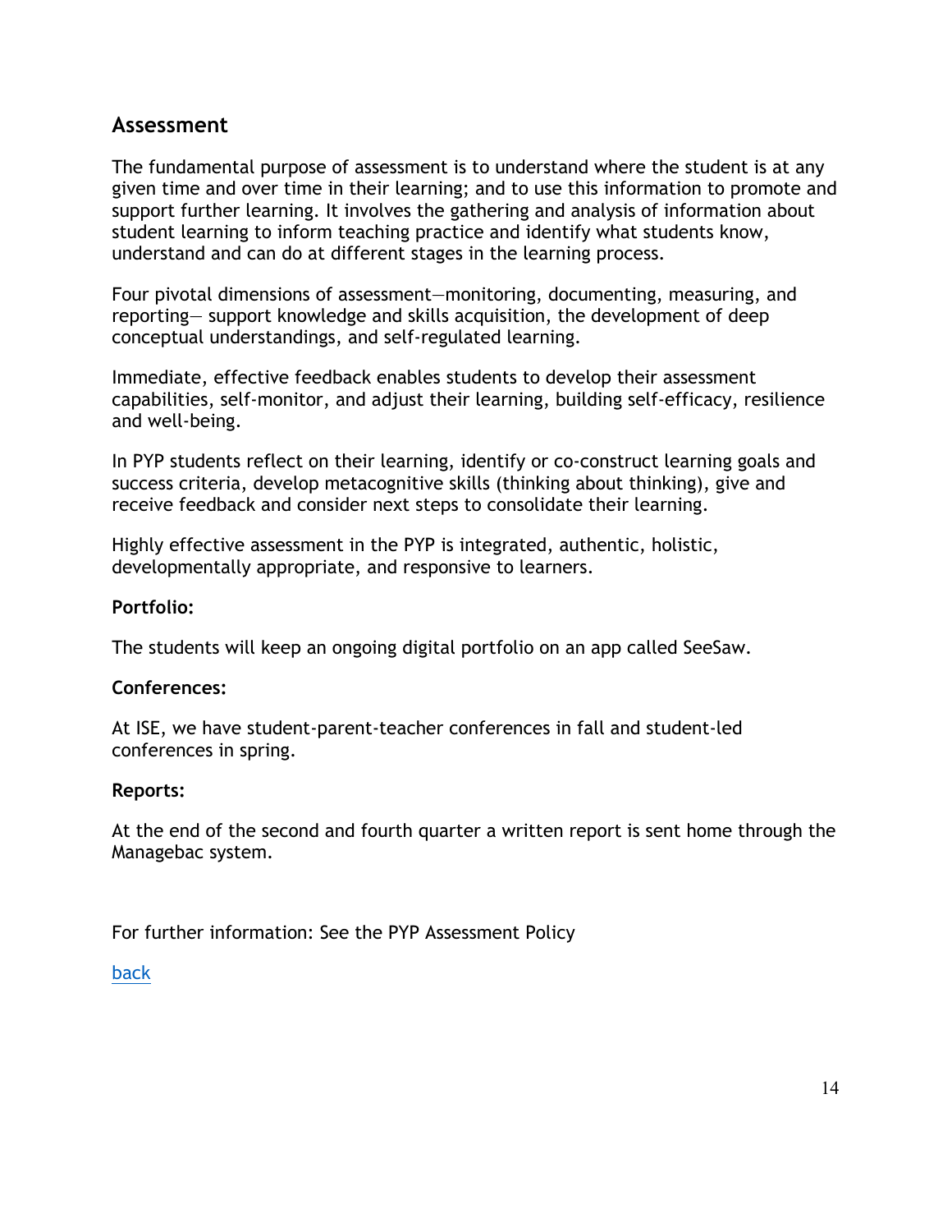## Assessment

The fundamental purpose of assessment is to understand where the student is at any given time and over time in their learning; and to use this information to promote and support further learning. It involves the gathering and analysis of information about student learning to inform teaching practice and identify what students know, understand and can do at different stages in the learning process.

Four pivotal dimensions of assessment—monitoring, documenting, measuring, and reporting— support knowledge and skills acquisition, the development of deep conceptual understandings, and self-regulated learning.

Immediate, effective feedback enables students to develop their assessment capabilities, self-monitor, and adjust their learning, building self-efficacy, resilience and well-being.

In PYP students reflect on their learning, identify or co-construct learning goals and success criteria, develop metacognitive skills (thinking about thinking), give and receive feedback and consider next steps to consolidate their learning.

Highly effective assessment in the PYP is integrated, authentic, holistic, developmentally appropriate, and responsive to learners.

**Portfolio:**

The students will keep an ongoing digital portfolio on an app called SeeSaw.

**Conferences:**

At ISE, we have student-parent-teacher conferences in fall and student-led conferences in spring.

**Reports:**

At the end of the second and fourth quarter a written report is sent home through the Managebac system.

For further information: See the PYP Assessment Policy

back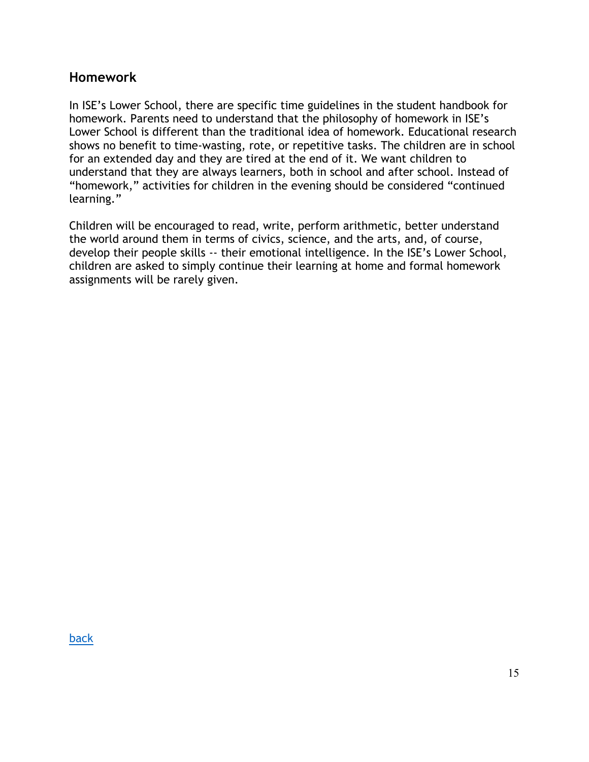## Homework

In ISE's Lower School, there are specific time guidelines in the student handbook for homework. Parents need to understand that the philosophy of homework in ISE's Lower School is different than the traditional idea of homework. Educational research shows no benefit to time-wasting, rote, or repetitive tasks. The children are in school for an extended day and they are tired at the end of it. We want children to understand that they are always learners, both in school and after school. Instead of "homework," activities for children in the evening should be considered "continued learning."

Children will be encouraged to read, write, perform arithmetic, better understand the world around them in terms of civics, science, and the arts, and, of course, develop their people skills -- their emotional intelligence. In the ISE's Lower School, children are asked to simply continue their learning at home and formal homework assignments will be rarely given.

back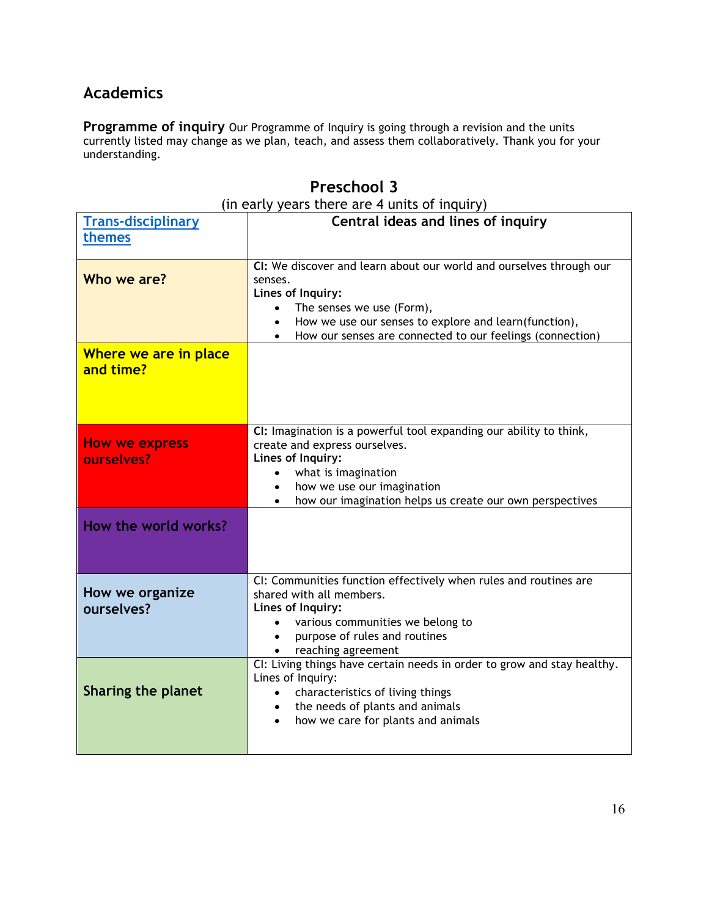## Academics

**Programme of inquiry** Our Programme of Inquiry is going through a revision and the units currently listed may change as we plan, teach, and assess them collaboratively. Thank you for your understanding.

### Preschool 3

(in early years there are 4 units of inquiry)

| Trans-disciplinary themes | Central ideas and lines of inquiry |
|---|---|
| **Who we are?** | **CI:** We discover and learn about our world and ourselves through our senses.<br>**Lines of Inquiry:**<br>• The senses we use (Form),<br>• How we use our senses to explore and learn(function),<br>• How our senses are connected to our feelings (connection) |
| **Where we are in place and time?** | |
| **How we express ourselves?** | **CI:** Imagination is a powerful tool expanding our ability to think, create and express ourselves.<br>**Lines of Inquiry:**<br>• what is imagination<br>• how we use our imagination<br>• how our imagination helps us create our own perspectives |
| **How the world works?** | |
| **How we organize ourselves?** | CI: Communities function effectively when rules and routines are shared with all members.<br>**Lines of Inquiry:**<br>• various communities we belong to<br>• purpose of rules and routines<br>• reaching agreement |
| **Sharing the planet** | CI: Living things have certain needs in order to grow and stay healthy.<br>Lines of Inquiry:<br>• characteristics of living things<br>• the needs of plants and animals<br>• how we care for plants and animals |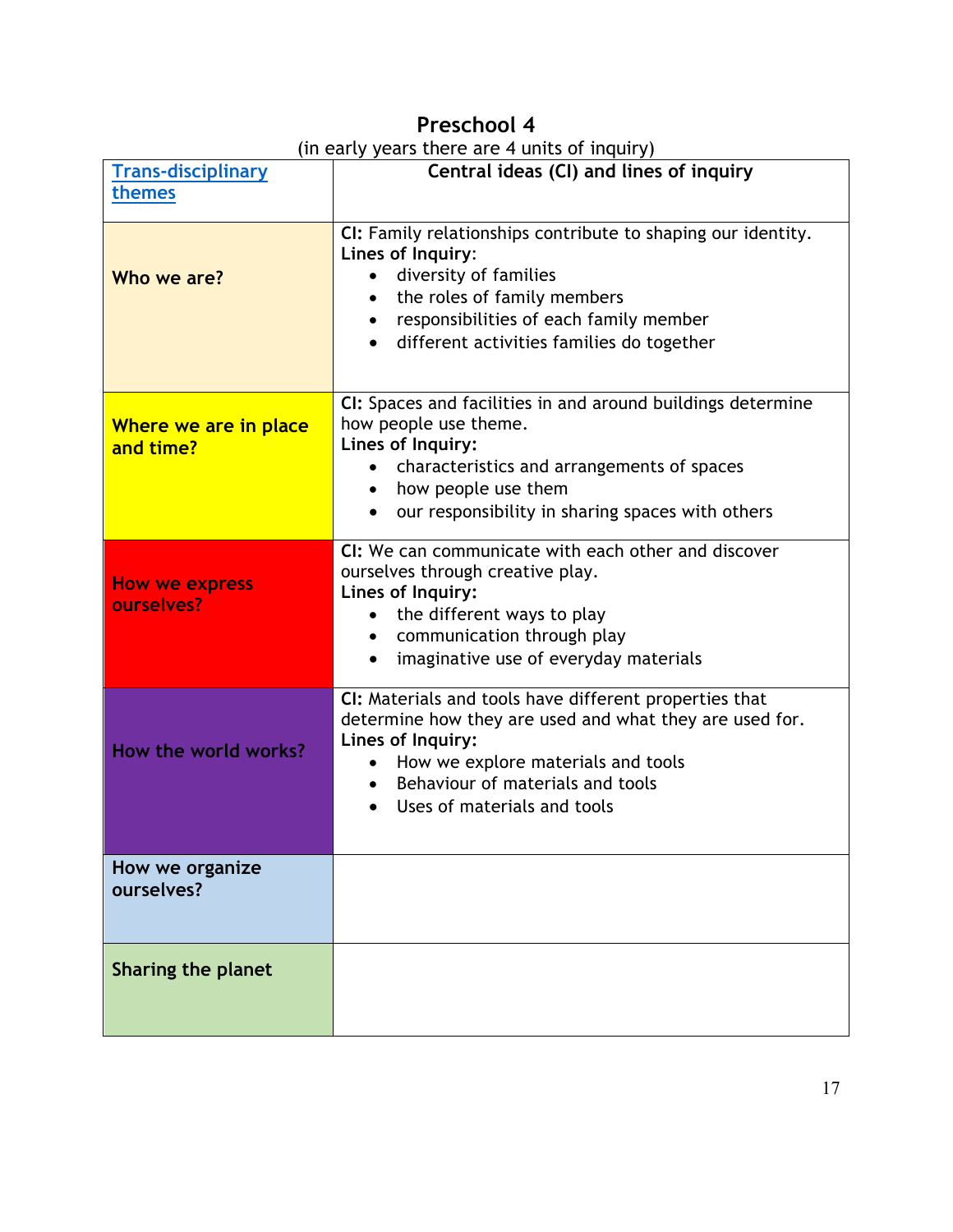# Preschool 4

(in early years there are 4 units of inquiry)

| Trans-disciplinary themes | Central ideas (CI) and lines of inquiry |
|---|---|
| **Who we are?** | **CI:** Family relationships contribute to shaping our identity.<br>**Lines of Inquiry**:<br>• diversity of families<br>• the roles of family members<br>• responsibilities of each family member<br>• different activities families do together |
| **Where we are in place and time?** | **CI:** Spaces and facilities in and around buildings determine how people use theme.<br>**Lines of Inquiry:**<br>• characteristics and arrangements of spaces<br>• how people use them<br>• our responsibility in sharing spaces with others |
| **How we express ourselves?** | **CI:** We can communicate with each other and discover ourselves through creative play.<br>**Lines of Inquiry:**<br>• the different ways to play<br>• communication through play<br>• imaginative use of everyday materials |
| **How the world works?** | **CI:** Materials and tools have different properties that determine how they are used and what they are used for.<br>**Lines of Inquiry:**<br>• How we explore materials and tools<br>• Behaviour of materials and tools<br>• Uses of materials and tools |
| **How we organize ourselves?** | |
| **Sharing the planet** | |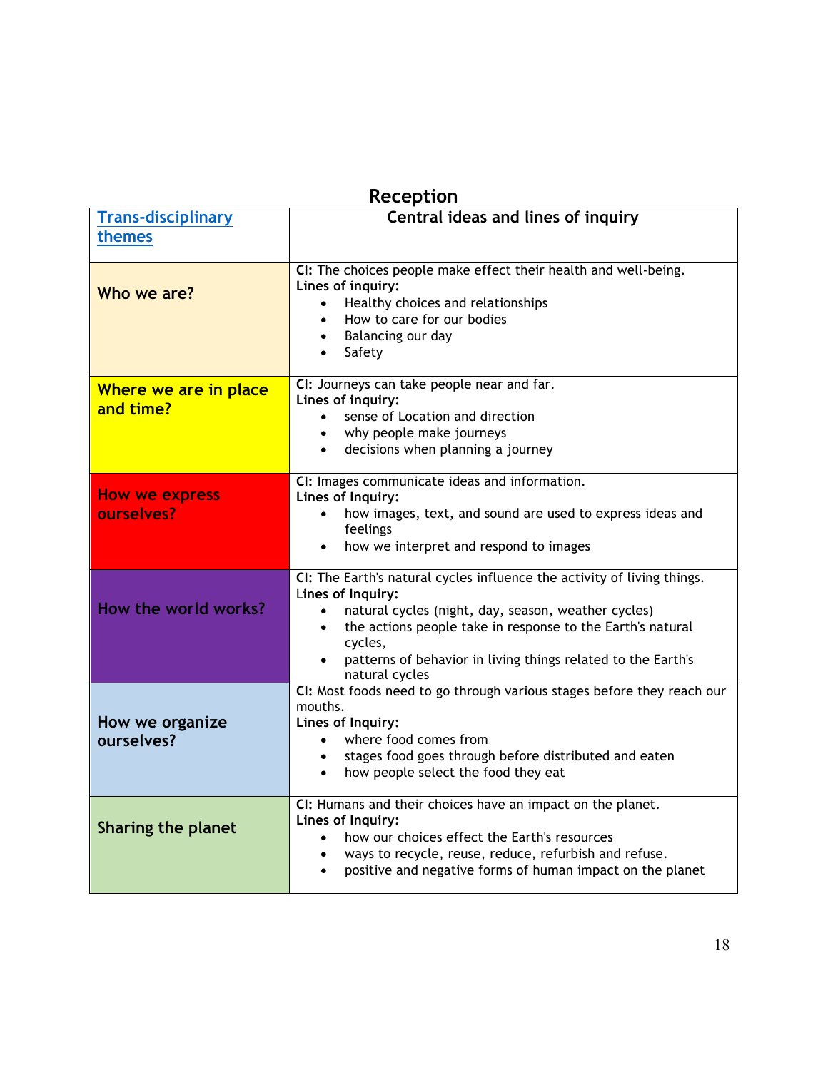## Reception

| [Trans-disciplinary themes]() | Central ideas and lines of inquiry |
| --- | --- |
| Who we are? | **CI:** The choices people make effect their health and well-being.<br>**Lines of inquiry:**<br>• Healthy choices and relationships<br>• How to care for our bodies<br>• Balancing our day<br>• Safety |
| Where we are in place and time? | **CI:** Journeys can take people near and far.<br>**Lines of inquiry:**<br>• sense of Location and direction<br>• why people make journeys<br>• decisions when planning a journey |
| How we express ourselves? | **CI:** Images communicate ideas and information.<br>**Lines of Inquiry:**<br>• how images, text, and sound are used to express ideas and feelings<br>• how we interpret and respond to images |
| How the world works? | **CI:** The Earth's natural cycles influence the activity of living things.<br>**L**ines of Inquiry:<br>• natural cycles (night, day, season, weather cycles)<br>• the actions people take in response to the Earth's natural cycles,<br>• patterns of behavior in living things related to the Earth's natural cycles |
| How we organize ourselves? | **CI:** Most foods need to go through various stages before they reach our mouths.<br>**Lines of Inquiry:**<br>• where food comes from<br>• stages food goes through before distributed and eaten<br>• how people select the food they eat |
| Sharing the planet | **CI:** Humans and their choices have an impact on the planet.<br>**Lines of Inquiry:**<br>• how our choices effect the Earth's resources<br>• ways to recycle, reuse, reduce, refurbish and refuse.<br>• positive and negative forms of human impact on the planet |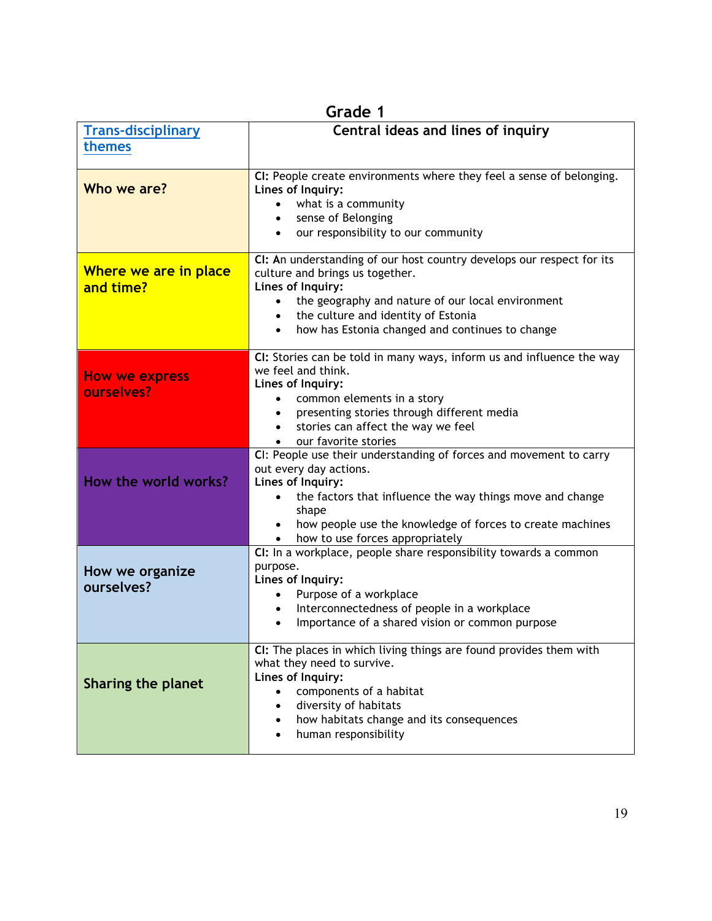## Grade 1

| Trans-disciplinary themes | Central ideas and lines of inquiry |
|---|---|
| **Who we are?** | **CI:** People create environments where they feel a sense of belonging.<br>**Lines of Inquiry:**<br>• what is a community<br>• sense of Belonging<br>• our responsibility to our community |
| **Where we are in place and time?** | **CI:** An understanding of our host country develops our respect for its culture and brings us together.<br>**Lines of Inquiry:**<br>• the geography and nature of our local environment<br>• the culture and identity of Estonia<br>• how has Estonia changed and continues to change |
| **How we express ourselves?** | **CI:** Stories can be told in many ways, inform us and influence the way we feel and think.<br>**Lines of Inquiry:**<br>• common elements in a story<br>• presenting stories through different media<br>• stories can affect the way we feel<br>• our favorite stories |
| **How the world works?** | CI: People use their understanding of forces and movement to carry out every day actions.<br>**Lines of Inquiry:**<br>• the factors that influence the way things move and change shape<br>• how people use the knowledge of forces to create machines<br>• how to use forces appropriately |
| **How we organize ourselves?** | **CI:** In a workplace, people share responsibility towards a common purpose.<br>**Lines of Inquiry:**<br>• Purpose of a workplace<br>• Interconnectedness of people in a workplace<br>• Importance of a shared vision or common purpose |
| **Sharing the planet** | **CI:** The places in which living things are found provides them with what they need to survive.<br>**Lines of Inquiry:**<br>• components of a habitat<br>• diversity of habitats<br>• how habitats change and its consequences<br>• human responsibility |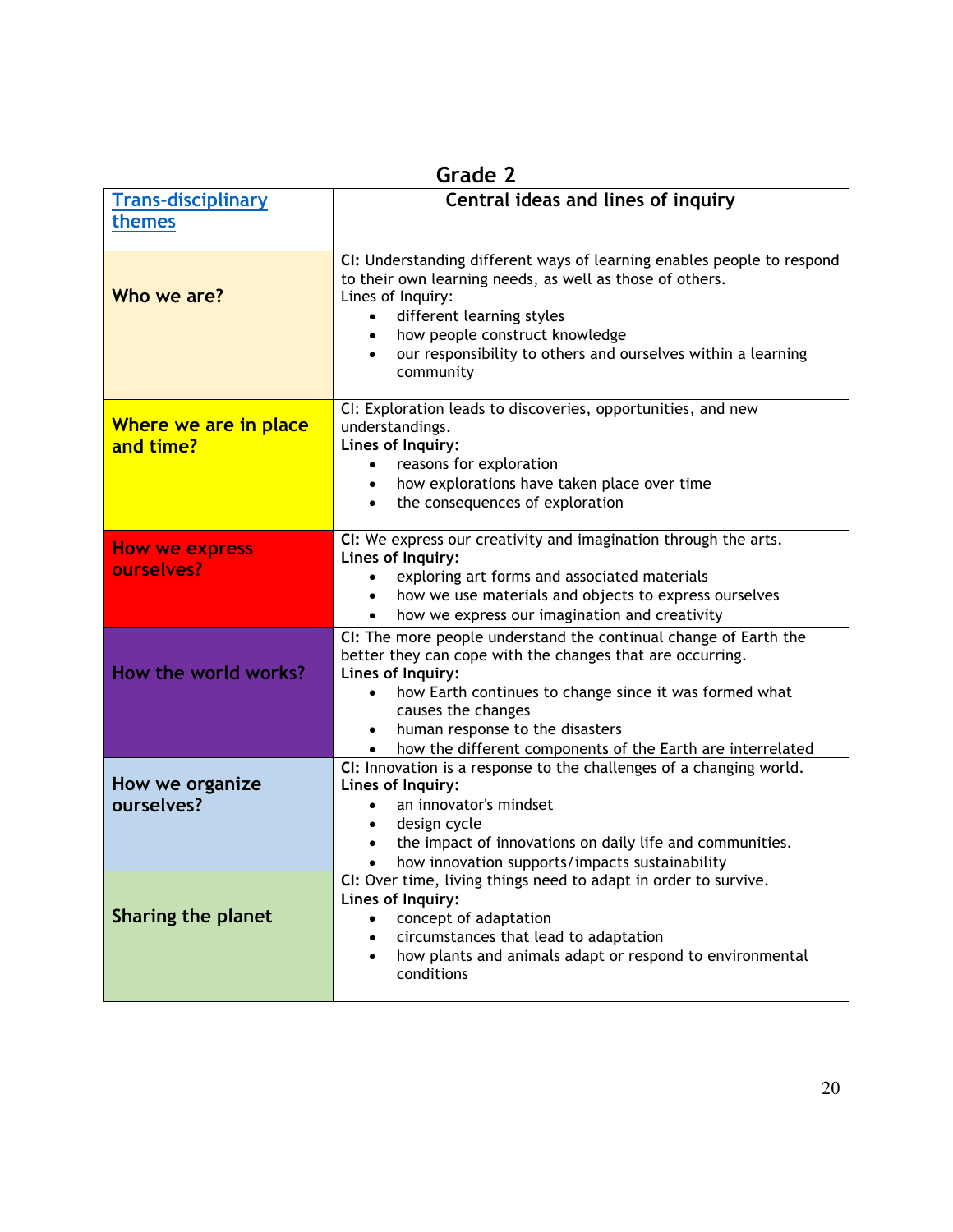## Grade 2

| Trans-disciplinary themes | Central ideas and lines of inquiry |
|---|---|
| **Who we are?** | **CI:** Understanding different ways of learning enables people to respond to their own learning needs, as well as those of others.<br>Lines of Inquiry:<br>• different learning styles<br>• how people construct knowledge<br>• our responsibility to others and ourselves within a learning community |
| **Where we are in place and time?** | CI: Exploration leads to discoveries, opportunities, and new understandings.<br>**Lines of Inquiry:**<br>• reasons for exploration<br>• how explorations have taken place over time<br>• the consequences of exploration |
| **How we express ourselves?** | **CI:** We express our creativity and imagination through the arts.<br>**Lines of Inquiry:**<br>• exploring art forms and associated materials<br>• how we use materials and objects to express ourselves<br>• how we express our imagination and creativity |
| **How the world works?** | **CI:** The more people understand the continual change of Earth the better they can cope with the changes that are occurring.<br>**Lines of Inquiry:**<br>• how Earth continues to change since it was formed what causes the changes<br>• human response to the disasters<br>• how the different components of the Earth are interrelated |
| **How we organize ourselves?** | **CI:** Innovation is a response to the challenges of a changing world.<br>**Lines of Inquiry:**<br>• an innovator's mindset<br>• design cycle<br>• the impact of innovations on daily life and communities.<br>• how innovation supports/impacts sustainability |
| **Sharing the planet** | **CI:** Over time, living things need to adapt in order to survive.<br>**Lines of Inquiry:**<br>• concept of adaptation<br>• circumstances that lead to adaptation<br>• how plants and animals adapt or respond to environmental conditions |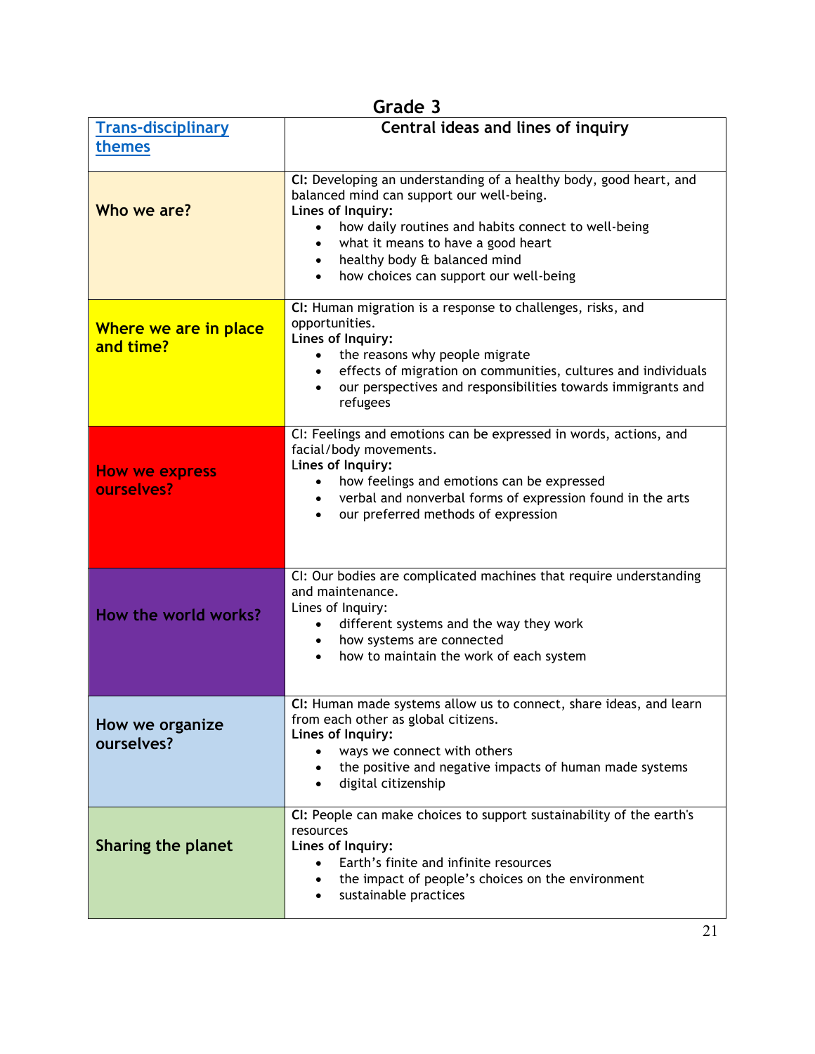## Grade 3

| Trans-disciplinary themes | Central ideas and lines of inquiry |
|---|---|
| Who we are? | **CI:** Developing an understanding of a healthy body, good heart, and balanced mind can support our well-being.<br>**Lines of Inquiry:**<br>• how daily routines and habits connect to well-being<br>• what it means to have a good heart<br>• healthy body & balanced mind<br>• how choices can support our well-being |
| Where we are in place and time? | **CI:** Human migration is a response to challenges, risks, and opportunities.<br>**Lines of Inquiry:**<br>• the reasons why people migrate<br>• effects of migration on communities, cultures and individuals<br>• our perspectives and responsibilities towards immigrants and refugees |
| How we express ourselves? | CI: Feelings and emotions can be expressed in words, actions, and facial/body movements.<br>**Lines of Inquiry:**<br>• how feelings and emotions can be expressed<br>• verbal and nonverbal forms of expression found in the arts<br>• our preferred methods of expression |
| How the world works? | CI: Our bodies are complicated machines that require understanding and maintenance.<br>Lines of Inquiry:<br>• different systems and the way they work<br>• how systems are connected<br>• how to maintain the work of each system |
| How we organize ourselves? | **CI:** Human made systems allow us to connect, share ideas, and learn from each other as global citizens.<br>**Lines of Inquiry:**<br>• ways we connect with others<br>• the positive and negative impacts of human made systems<br>• digital citizenship |
| Sharing the planet | **CI:** People can make choices to support sustainability of the earth's resources<br>**Lines of Inquiry:**<br>• Earth's finite and infinite resources<br>• the impact of people's choices on the environment<br>• sustainable practices |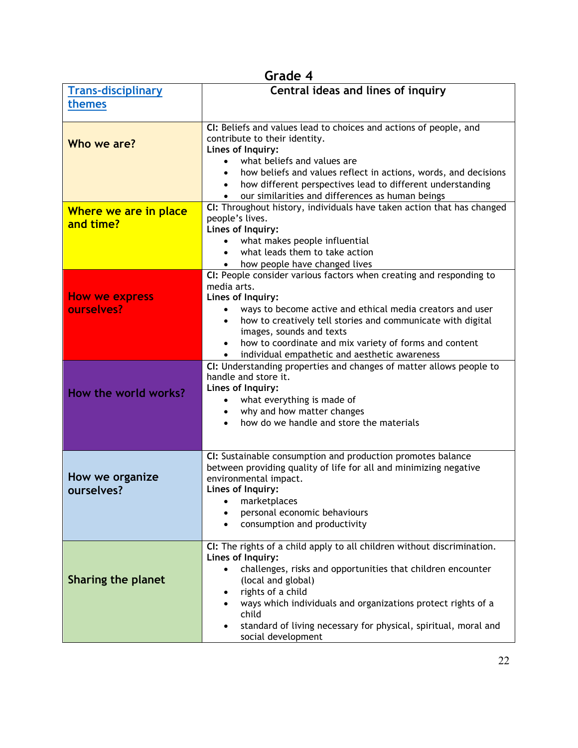## Grade 4

| [Trans-disciplinary themes]() | Central ideas and lines of inquiry |
|---|---|
| **Who we are?** | **CI:** Beliefs and values lead to choices and actions of people, and contribute to their identity.<br>**Lines of Inquiry:**<br>• what beliefs and values are<br>• how beliefs and values reflect in actions, words, and decisions<br>• how different perspectives lead to different understanding<br>• our similarities and differences as human beings |
| **Where we are in place and time?** | **CI:** Throughout history, individuals have taken action that has changed people's lives.<br>**Lines of Inquiry:**<br>• what makes people influential<br>• what leads them to take action<br>• how people have changed lives |
| **How we express ourselves?** | **CI:** People consider various factors when creating and responding to media arts.<br>**Lines of Inquiry:**<br>• ways to become active and ethical media creators and user<br>• how to creatively tell stories and communicate with digital images, sounds and texts<br>• how to coordinate and mix variety of forms and content<br>• individual empathetic and aesthetic awareness |
| **How the world works?** | **CI:** Understanding properties and changes of matter allows people to handle and store it.<br>**Lines of Inquiry:**<br>• what everything is made of<br>• why and how matter changes<br>• how do we handle and store the materials |
| **How we organize ourselves?** | **CI:** Sustainable consumption and production promotes balance between providing quality of life for all and minimizing negative environmental impact.<br>**Lines of Inquiry:**<br>• marketplaces<br>• personal economic behaviours<br>• consumption and productivity |
| **Sharing the planet** | **CI:** The rights of a child apply to all children without discrimination.<br>**Lines of Inquiry:**<br>• challenges, risks and opportunities that children encounter (local and global)<br>• rights of a child<br>• ways which individuals and organizations protect rights of a child<br>• standard of living necessary for physical, spiritual, moral and social development |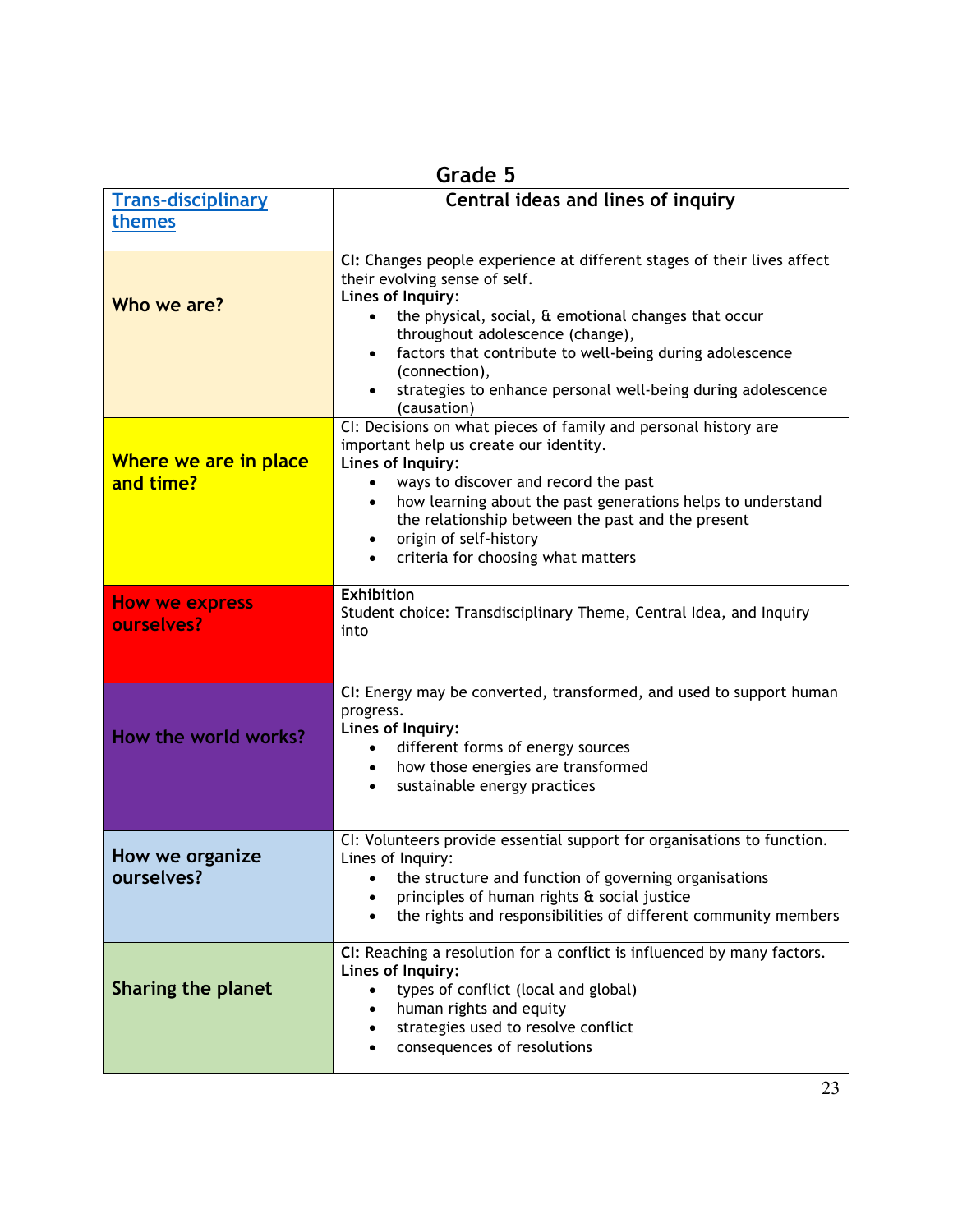## Grade 5

| Trans-disciplinary themes | Central ideas and lines of inquiry |
|---|---|
| **Who we are?** | **CI:** Changes people experience at different stages of their lives affect their evolving sense of self.<br>**Lines of Inquiry**:<br>• the physical, social, & emotional changes that occur throughout adolescence (change),<br>• factors that contribute to well-being during adolescence (connection),<br>• strategies to enhance personal well-being during adolescence (causation) |
| **Where we are in place and time?** | CI: Decisions on what pieces of family and personal history are important help us create our identity.<br>**Lines of Inquiry:**<br>• ways to discover and record the past<br>• how learning about the past generations helps to understand the relationship between the past and the present<br>• origin of self-history<br>• criteria for choosing what matters |
| **How we express ourselves?** | **Exhibition**<br>Student choice: Transdisciplinary Theme, Central Idea, and Inquiry into |
| **How the world works?** | **CI:** Energy may be converted, transformed, and used to support human progress.<br>**Lines of Inquiry:**<br>• different forms of energy sources<br>• how those energies are transformed<br>• sustainable energy practices |
| **How we organize ourselves?** | CI: Volunteers provide essential support for organisations to function.<br>Lines of Inquiry:<br>• the structure and function of governing organisations<br>• principles of human rights & social justice<br>• the rights and responsibilities of different community members |
| **Sharing the planet** | **CI:** Reaching a resolution for a conflict is influenced by many factors.<br>**Lines of Inquiry:**<br>• types of conflict (local and global)<br>• human rights and equity<br>• strategies used to resolve conflict<br>• consequences of resolutions |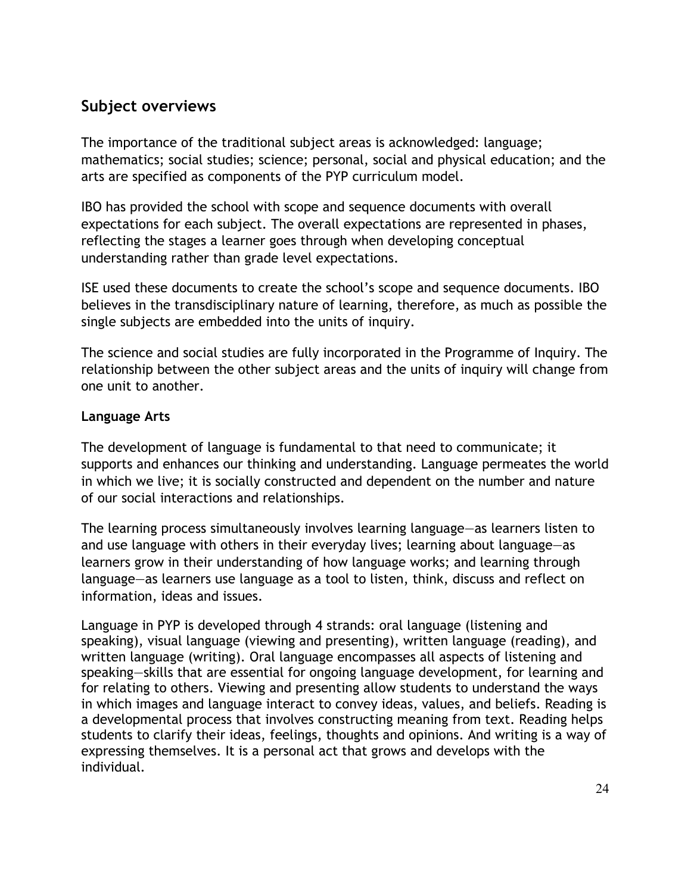## Subject overviews

The importance of the traditional subject areas is acknowledged: language; mathematics; social studies; science; personal, social and physical education; and the arts are specified as components of the PYP curriculum model.

IBO has provided the school with scope and sequence documents with overall expectations for each subject. The overall expectations are represented in phases, reflecting the stages a learner goes through when developing conceptual understanding rather than grade level expectations.

ISE used these documents to create the school's scope and sequence documents. IBO believes in the transdisciplinary nature of learning, therefore, as much as possible the single subjects are embedded into the units of inquiry.

The science and social studies are fully incorporated in the Programme of Inquiry. The relationship between the other subject areas and the units of inquiry will change from one unit to another.

### Language Arts

The development of language is fundamental to that need to communicate; it supports and enhances our thinking and understanding. Language permeates the world in which we live; it is socially constructed and dependent on the number and nature of our social interactions and relationships.

The learning process simultaneously involves learning language—as learners listen to and use language with others in their everyday lives; learning about language—as learners grow in their understanding of how language works; and learning through language—as learners use language as a tool to listen, think, discuss and reflect on information, ideas and issues.

Language in PYP is developed through 4 strands: oral language (listening and speaking), visual language (viewing and presenting), written language (reading), and written language (writing). Oral language encompasses all aspects of listening and speaking—skills that are essential for ongoing language development, for learning and for relating to others. Viewing and presenting allow students to understand the ways in which images and language interact to convey ideas, values, and beliefs. Reading is a developmental process that involves constructing meaning from text. Reading helps students to clarify their ideas, feelings, thoughts and opinions. And writing is a way of expressing themselves. It is a personal act that grows and develops with the individual.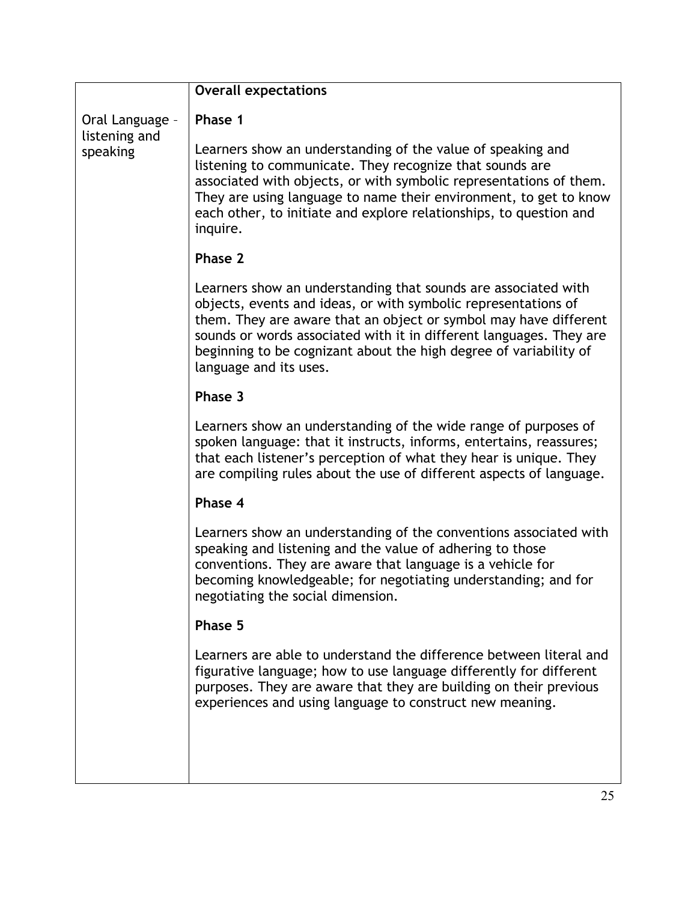| | **Overall expectations** |
|---|---|
| Oral Language – listening and speaking | **Phase 1**<br><br>Learners show an understanding of the value of speaking and listening to communicate. They recognize that sounds are associated with objects, or with symbolic representations of them. They are using language to name their environment, to get to know each other, to initiate and explore relationships, to question and inquire.<br><br>**Phase 2**<br><br>Learners show an understanding that sounds are associated with objects, events and ideas, or with symbolic representations of them. They are aware that an object or symbol may have different sounds or words associated with it in different languages. They are beginning to be cognizant about the high degree of variability of language and its uses.<br><br>**Phase 3**<br><br>Learners show an understanding of the wide range of purposes of spoken language: that it instructs, informs, entertains, reassures; that each listener's perception of what they hear is unique. They are compiling rules about the use of different aspects of language.<br><br>**Phase 4**<br><br>Learners show an understanding of the conventions associated with speaking and listening and the value of adhering to those conventions. They are aware that language is a vehicle for becoming knowledgeable; for negotiating understanding; and for negotiating the social dimension.<br><br>**Phase 5**<br><br>Learners are able to understand the difference between literal and figurative language; how to use language differently for different purposes. They are aware that they are building on their previous experiences and using language to construct new meaning. |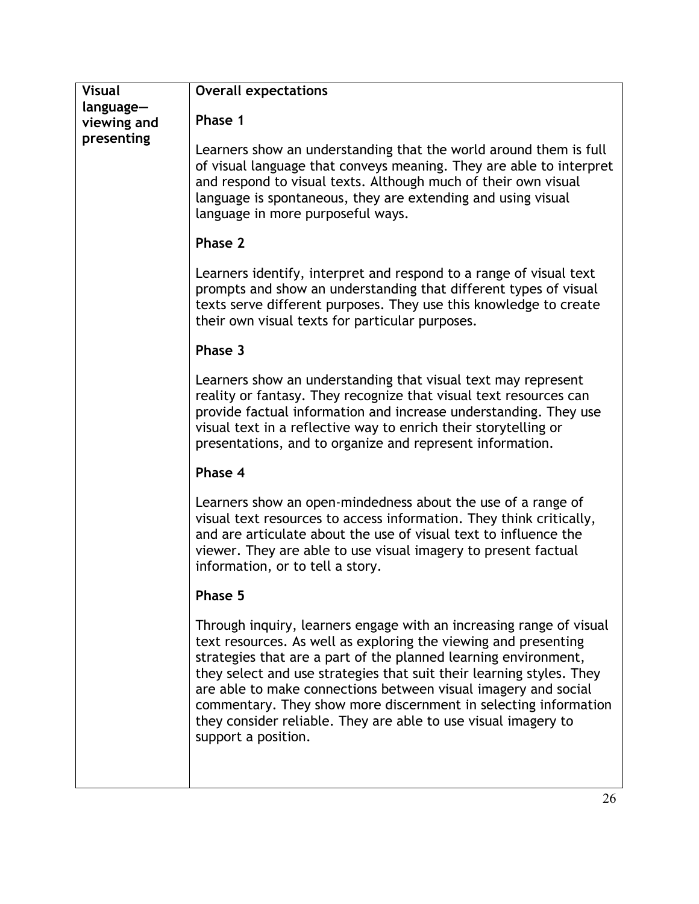| **Visual language—viewing and presenting** | **Overall expectations**<br><br>**Phase 1**<br><br>Learners show an understanding that the world around them is full of visual language that conveys meaning. They are able to interpret and respond to visual texts. Although much of their own visual language is spontaneous, they are extending and using visual language in more purposeful ways.<br><br>**Phase 2**<br><br>Learners identify, interpret and respond to a range of visual text prompts and show an understanding that different types of visual texts serve different purposes. They use this knowledge to create their own visual texts for particular purposes.<br><br>**Phase 3**<br><br>Learners show an understanding that visual text may represent reality or fantasy. They recognize that visual text resources can provide factual information and increase understanding. They use visual text in a reflective way to enrich their storytelling or presentations, and to organize and represent information.<br><br>**Phase 4**<br><br>Learners show an open-mindedness about the use of a range of visual text resources to access information. They think critically, and are articulate about the use of visual text to influence the viewer. They are able to use visual imagery to present factual information, or to tell a story.<br><br>**Phase 5**<br><br>Through inquiry, learners engage with an increasing range of visual text resources. As well as exploring the viewing and presenting strategies that are a part of the planned learning environment, they select and use strategies that suit their learning styles. They are able to make connections between visual imagery and social commentary. They show more discernment in selecting information they consider reliable. They are able to use visual imagery to support a position. |
|---|---|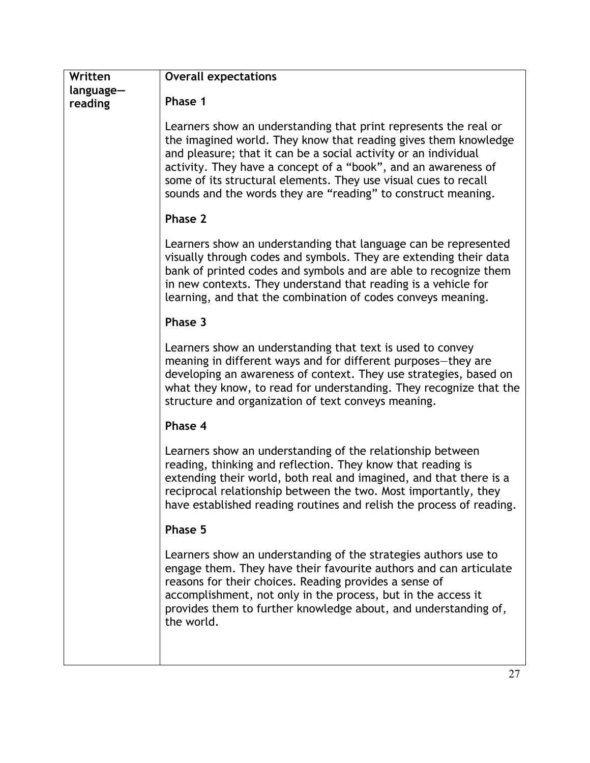| Written language—reading | **Overall expectations**<br><br>**Phase 1**<br><br>Learners show an understanding that print represents the real or the imagined world. They know that reading gives them knowledge and pleasure; that it can be a social activity or an individual activity. They have a concept of a "book", and an awareness of some of its structural elements. They use visual cues to recall sounds and the words they are "reading" to construct meaning.<br><br>**Phase 2**<br><br>Learners show an understanding that language can be represented visually through codes and symbols. They are extending their data bank of printed codes and symbols and are able to recognize them in new contexts. They understand that reading is a vehicle for learning, and that the combination of codes conveys meaning.<br><br>**Phase 3**<br><br>Learners show an understanding that text is used to convey meaning in different ways and for different purposes—they are developing an awareness of context. They use strategies, based on what they know, to read for understanding. They recognize that the structure and organization of text conveys meaning.<br><br>**Phase 4**<br><br>Learners show an understanding of the relationship between reading, thinking and reflection. They know that reading is extending their world, both real and imagined, and that there is a reciprocal relationship between the two. Most importantly, they have established reading routines and relish the process of reading.<br><br>**Phase 5**<br><br>Learners show an understanding of the strategies authors use to engage them. They have their favourite authors and can articulate reasons for their choices. Reading provides a sense of accomplishment, not only in the process, but in the access it provides them to further knowledge about, and understanding of, the world. |
|---|---|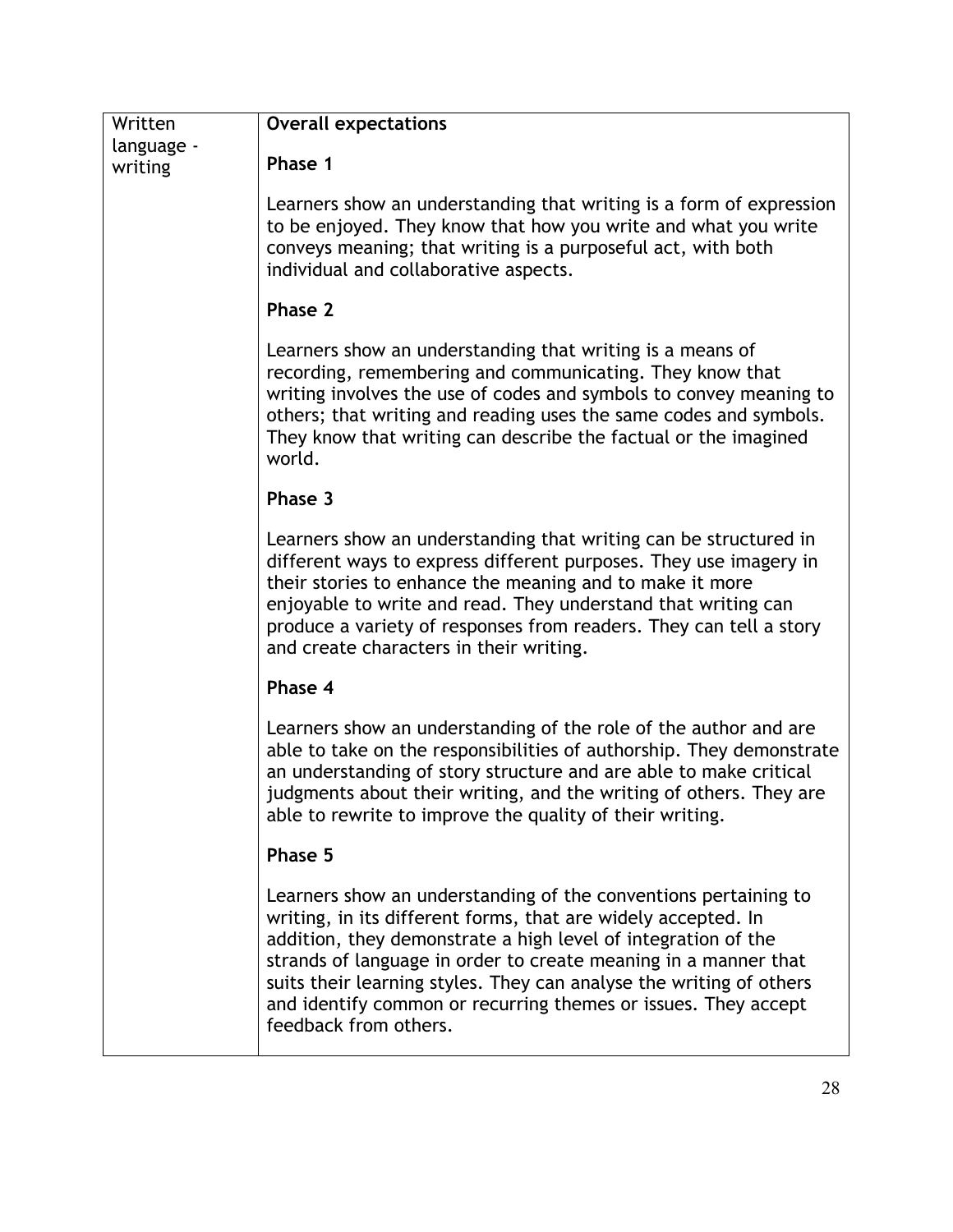| Written language - writing | **Overall expectations**<br><br>**Phase 1**<br><br>Learners show an understanding that writing is a form of expression to be enjoyed. They know that how you write and what you write conveys meaning; that writing is a purposeful act, with both individual and collaborative aspects.<br><br>**Phase 2**<br><br>Learners show an understanding that writing is a means of recording, remembering and communicating. They know that writing involves the use of codes and symbols to convey meaning to others; that writing and reading uses the same codes and symbols. They know that writing can describe the factual or the imagined world.<br><br>**Phase 3**<br><br>Learners show an understanding that writing can be structured in different ways to express different purposes. They use imagery in their stories to enhance the meaning and to make it more enjoyable to write and read. They understand that writing can produce a variety of responses from readers. They can tell a story and create characters in their writing.<br><br>**Phase 4**<br><br>Learners show an understanding of the role of the author and are able to take on the responsibilities of authorship. They demonstrate an understanding of story structure and are able to make critical judgments about their writing, and the writing of others. They are able to rewrite to improve the quality of their writing.<br><br>**Phase 5**<br><br>Learners show an understanding of the conventions pertaining to writing, in its different forms, that are widely accepted. In addition, they demonstrate a high level of integration of the strands of language in order to create meaning in a manner that suits their learning styles. They can analyse the writing of others and identify common or recurring themes or issues. They accept feedback from others. |
|---|---|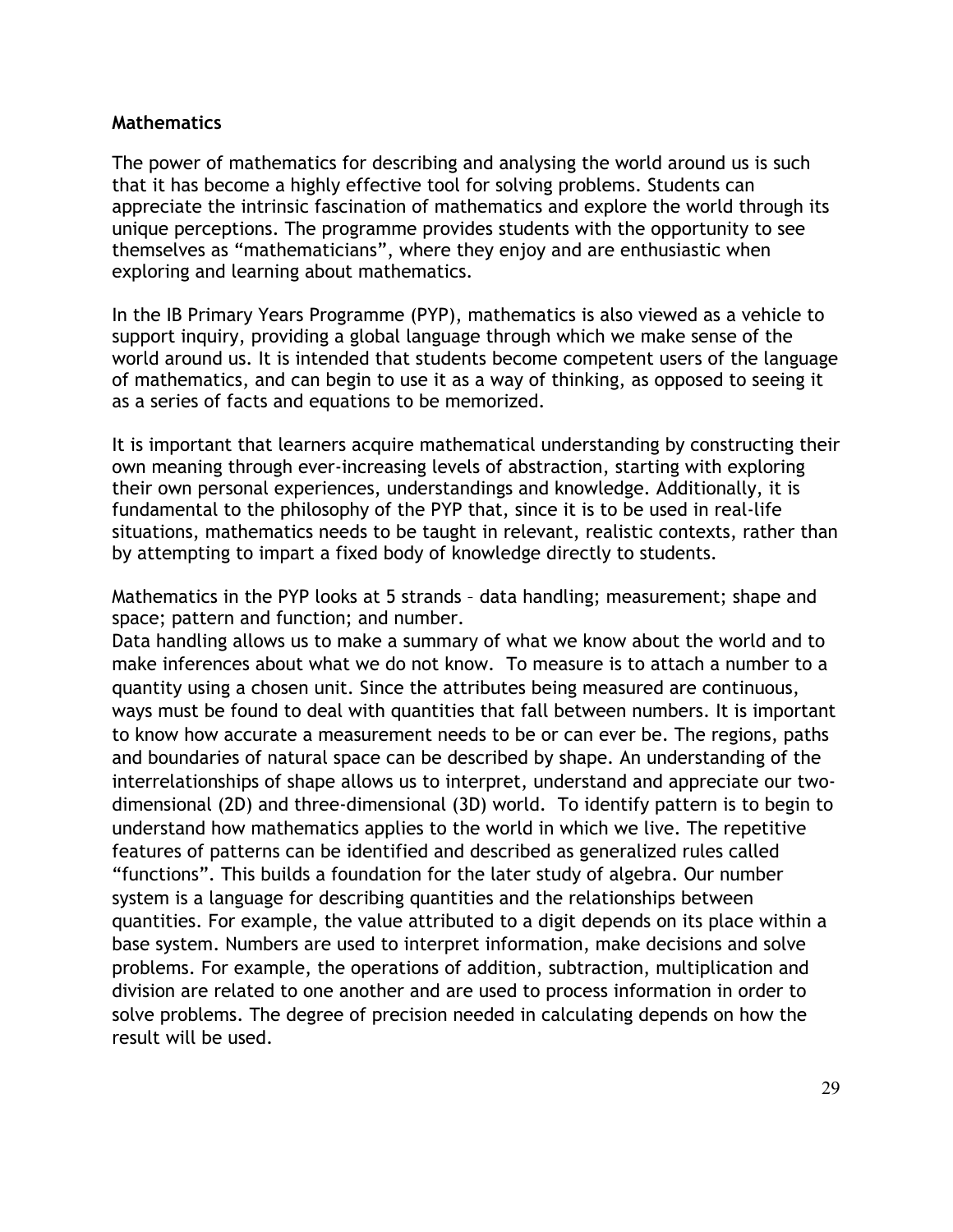## Mathematics

The power of mathematics for describing and analysing the world around us is such that it has become a highly effective tool for solving problems. Students can appreciate the intrinsic fascination of mathematics and explore the world through its unique perceptions. The programme provides students with the opportunity to see themselves as "mathematicians", where they enjoy and are enthusiastic when exploring and learning about mathematics.

In the IB Primary Years Programme (PYP), mathematics is also viewed as a vehicle to support inquiry, providing a global language through which we make sense of the world around us. It is intended that students become competent users of the language of mathematics, and can begin to use it as a way of thinking, as opposed to seeing it as a series of facts and equations to be memorized.

It is important that learners acquire mathematical understanding by constructing their own meaning through ever-increasing levels of abstraction, starting with exploring their own personal experiences, understandings and knowledge. Additionally, it is fundamental to the philosophy of the PYP that, since it is to be used in real-life situations, mathematics needs to be taught in relevant, realistic contexts, rather than by attempting to impart a fixed body of knowledge directly to students.

Mathematics in the PYP looks at 5 strands – data handling; measurement; shape and space; pattern and function; and number.
Data handling allows us to make a summary of what we know about the world and to make inferences about what we do not know. To measure is to attach a number to a quantity using a chosen unit. Since the attributes being measured are continuous, ways must be found to deal with quantities that fall between numbers. It is important to know how accurate a measurement needs to be or can ever be. The regions, paths and boundaries of natural space can be described by shape. An understanding of the interrelationships of shape allows us to interpret, understand and appreciate our two-dimensional (2D) and three-dimensional (3D) world. To identify pattern is to begin to understand how mathematics applies to the world in which we live. The repetitive features of patterns can be identified and described as generalized rules called "functions". This builds a foundation for the later study of algebra. Our number system is a language for describing quantities and the relationships between quantities. For example, the value attributed to a digit depends on its place within a base system. Numbers are used to interpret information, make decisions and solve problems. For example, the operations of addition, subtraction, multiplication and division are related to one another and are used to process information in order to solve problems. The degree of precision needed in calculating depends on how the result will be used.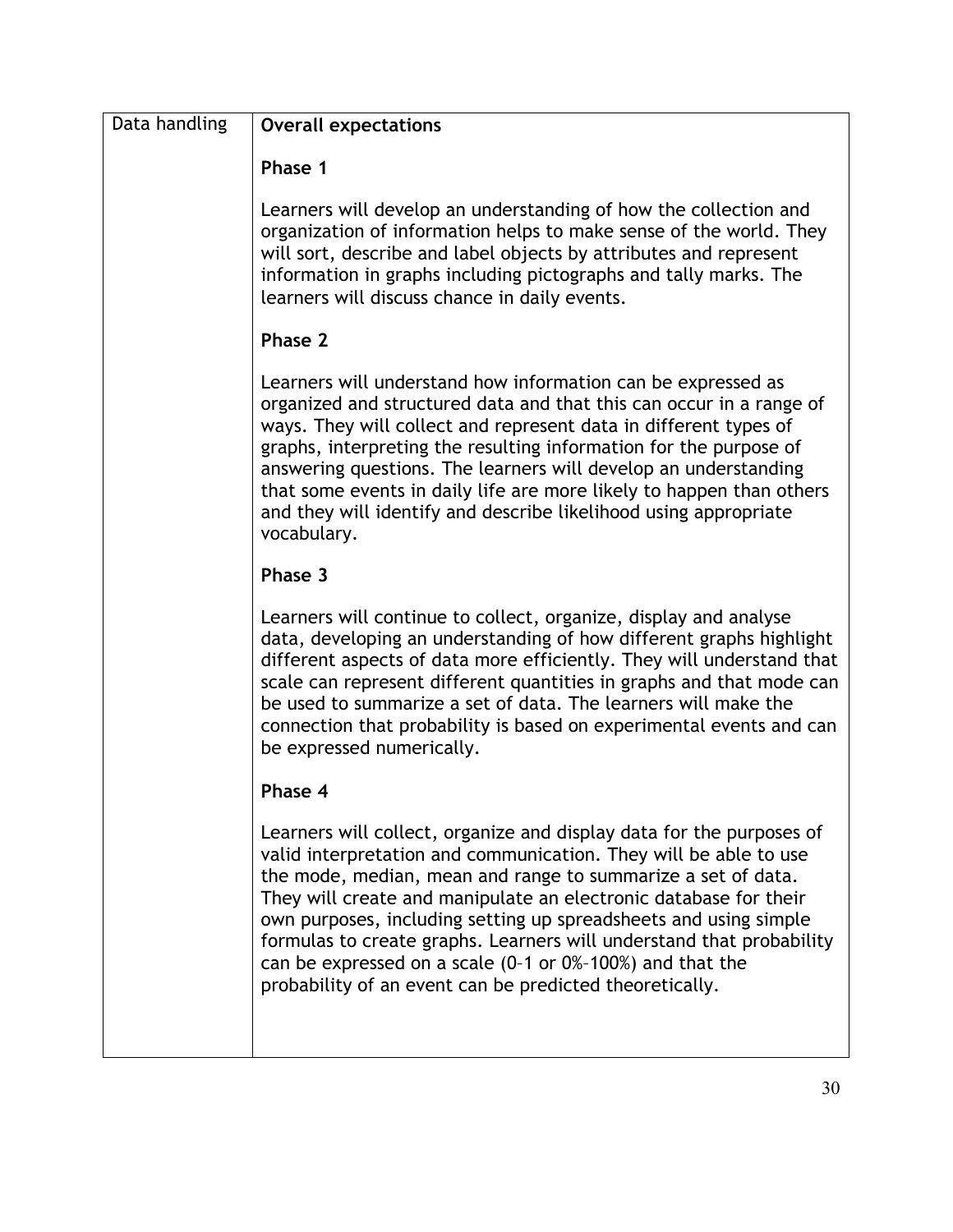| Data handling | **Overall expectations**<br><br>**Phase 1**<br><br>Learners will develop an understanding of how the collection and organization of information helps to make sense of the world. They will sort, describe and label objects by attributes and represent information in graphs including pictographs and tally marks. The learners will discuss chance in daily events.<br><br>**Phase 2**<br><br>Learners will understand how information can be expressed as organized and structured data and that this can occur in a range of ways. They will collect and represent data in different types of graphs, interpreting the resulting information for the purpose of answering questions. The learners will develop an understanding that some events in daily life are more likely to happen than others and they will identify and describe likelihood using appropriate vocabulary.<br><br>**Phase 3**<br><br>Learners will continue to collect, organize, display and analyse data, developing an understanding of how different graphs highlight different aspects of data more efficiently. They will understand that scale can represent different quantities in graphs and that mode can be used to summarize a set of data. The learners will make the connection that probability is based on experimental events and can be expressed numerically.<br><br>**Phase 4**<br><br>Learners will collect, organize and display data for the purposes of valid interpretation and communication. They will be able to use the mode, median, mean and range to summarize a set of data. They will create and manipulate an electronic database for their own purposes, including setting up spreadsheets and using simple formulas to create graphs. Learners will understand that probability can be expressed on a scale (0–1 or 0%–100%) and that the probability of an event can be predicted theoretically. |
|---|---|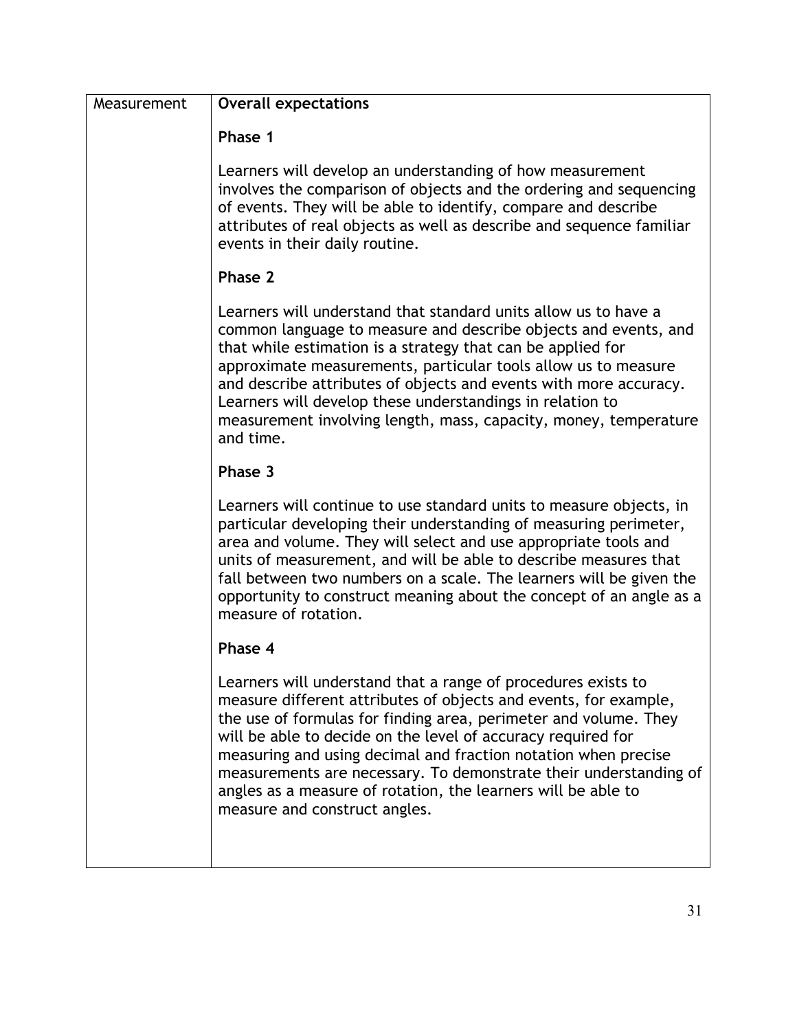| Measurement | **Overall expectations**<br><br>**Phase 1**<br><br>Learners will develop an understanding of how measurement involves the comparison of objects and the ordering and sequencing of events. They will be able to identify, compare and describe attributes of real objects as well as describe and sequence familiar events in their daily routine.<br><br>**Phase 2**<br><br>Learners will understand that standard units allow us to have a common language to measure and describe objects and events, and that while estimation is a strategy that can be applied for approximate measurements, particular tools allow us to measure and describe attributes of objects and events with more accuracy. Learners will develop these understandings in relation to measurement involving length, mass, capacity, money, temperature and time.<br><br>**Phase 3**<br><br>Learners will continue to use standard units to measure objects, in particular developing their understanding of measuring perimeter, area and volume. They will select and use appropriate tools and units of measurement, and will be able to describe measures that fall between two numbers on a scale. The learners will be given the opportunity to construct meaning about the concept of an angle as a measure of rotation.<br><br>**Phase 4**<br><br>Learners will understand that a range of procedures exists to measure different attributes of objects and events, for example, the use of formulas for finding area, perimeter and volume. They will be able to decide on the level of accuracy required for measuring and using decimal and fraction notation when precise measurements are necessary. To demonstrate their understanding of angles as a measure of rotation, the learners will be able to measure and construct angles. |
| --- | --- |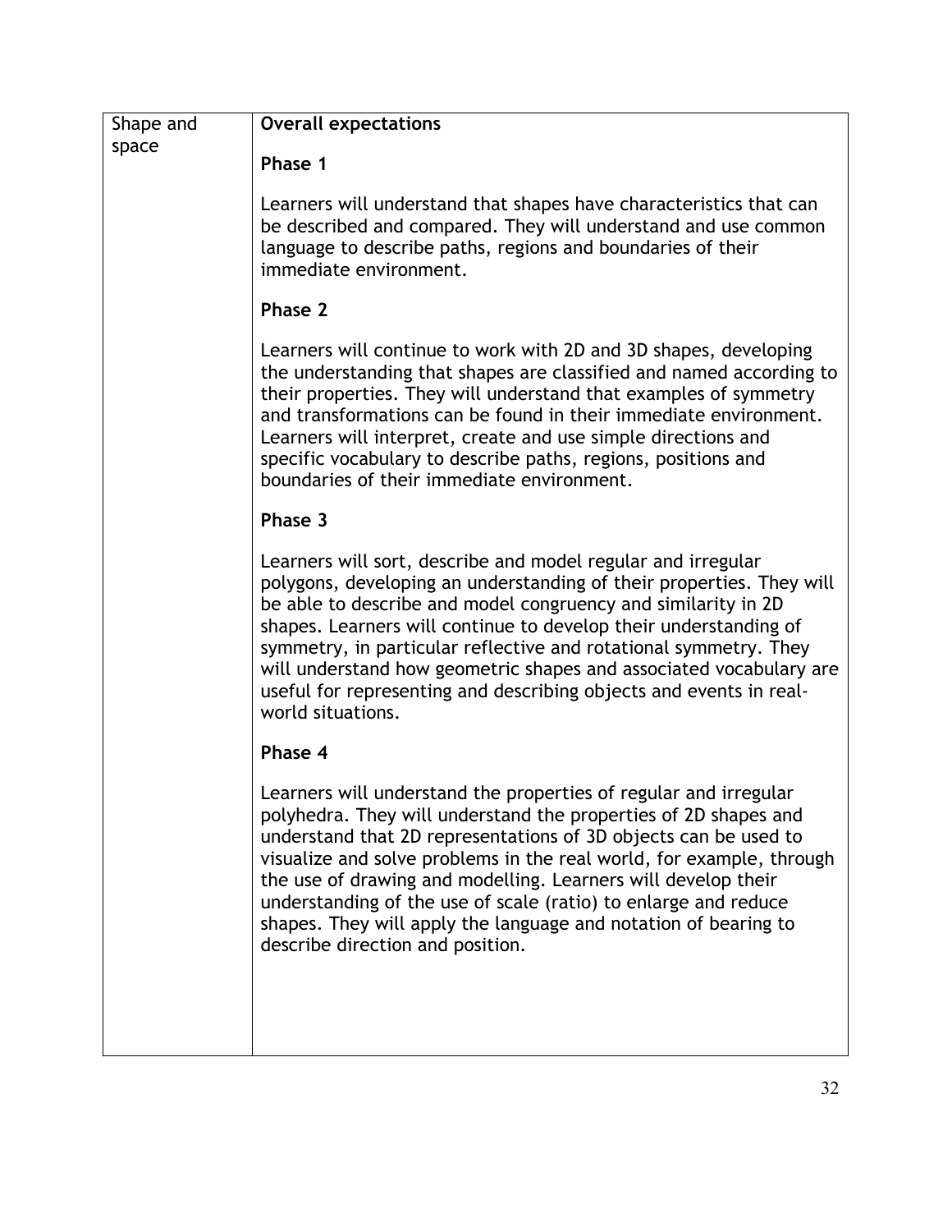| Shape and space | **Overall expectations**<br><br>**Phase 1**<br><br>Learners will understand that shapes have characteristics that can be described and compared. They will understand and use common language to describe paths, regions and boundaries of their immediate environment.<br><br>**Phase 2**<br><br>Learners will continue to work with 2D and 3D shapes, developing the understanding that shapes are classified and named according to their properties. They will understand that examples of symmetry and transformations can be found in their immediate environment. Learners will interpret, create and use simple directions and specific vocabulary to describe paths, regions, positions and boundaries of their immediate environment.<br><br>**Phase 3**<br><br>Learners will sort, describe and model regular and irregular polygons, developing an understanding of their properties. They will be able to describe and model congruency and similarity in 2D shapes. Learners will continue to develop their understanding of symmetry, in particular reflective and rotational symmetry. They will understand how geometric shapes and associated vocabulary are useful for representing and describing objects and events in real-world situations.<br><br>**Phase 4**<br><br>Learners will understand the properties of regular and irregular polyhedra. They will understand the properties of 2D shapes and understand that 2D representations of 3D objects can be used to visualize and solve problems in the real world, for example, through the use of drawing and modelling. Learners will develop their understanding of the use of scale (ratio) to enlarge and reduce shapes. They will apply the language and notation of bearing to describe direction and position. |
|---|---|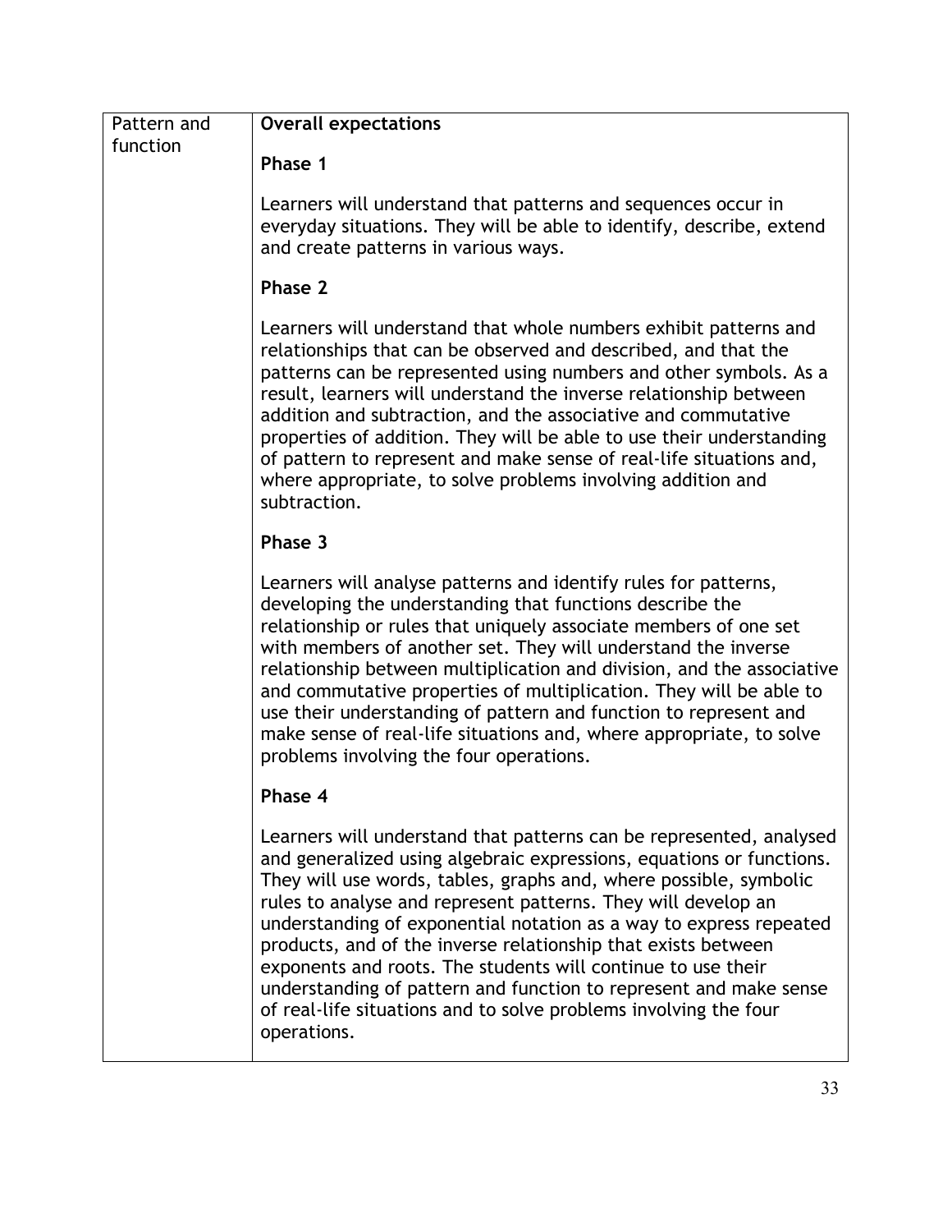| Pattern and function | **Overall expectations**<br><br>**Phase 1**<br><br>Learners will understand that patterns and sequences occur in everyday situations. They will be able to identify, describe, extend and create patterns in various ways.<br><br>**Phase 2**<br><br>Learners will understand that whole numbers exhibit patterns and relationships that can be observed and described, and that the patterns can be represented using numbers and other symbols. As a result, learners will understand the inverse relationship between addition and subtraction, and the associative and commutative properties of addition. They will be able to use their understanding of pattern to represent and make sense of real-life situations and, where appropriate, to solve problems involving addition and subtraction.<br><br>**Phase 3**<br><br>Learners will analyse patterns and identify rules for patterns, developing the understanding that functions describe the relationship or rules that uniquely associate members of one set with members of another set. They will understand the inverse relationship between multiplication and division, and the associative and commutative properties of multiplication. They will be able to use their understanding of pattern and function to represent and make sense of real-life situations and, where appropriate, to solve problems involving the four operations.<br><br>**Phase 4**<br><br>Learners will understand that patterns can be represented, analysed and generalized using algebraic expressions, equations or functions. They will use words, tables, graphs and, where possible, symbolic rules to analyse and represent patterns. They will develop an understanding of exponential notation as a way to express repeated products, and of the inverse relationship that exists between exponents and roots. The students will continue to use their understanding of pattern and function to represent and make sense of real-life situations and to solve problems involving the four operations. |
|---|---|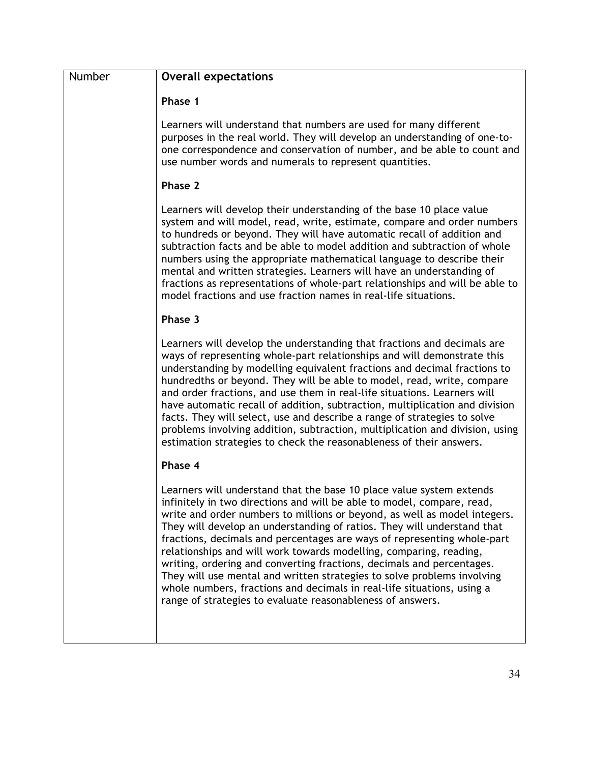| Number | **Overall expectations**<br><br>**Phase 1**<br><br>Learners will understand that numbers are used for many different purposes in the real world. They will develop an understanding of one-to-one correspondence and conservation of number, and be able to count and use number words and numerals to represent quantities.<br><br>**Phase 2**<br><br>Learners will develop their understanding of the base 10 place value system and will model, read, write, estimate, compare and order numbers to hundreds or beyond. They will have automatic recall of addition and subtraction facts and be able to model addition and subtraction of whole numbers using the appropriate mathematical language to describe their mental and written strategies. Learners will have an understanding of fractions as representations of whole-part relationships and will be able to model fractions and use fraction names in real-life situations.<br><br>**Phase 3**<br><br>Learners will develop the understanding that fractions and decimals are ways of representing whole-part relationships and will demonstrate this understanding by modelling equivalent fractions and decimal fractions to hundredths or beyond. They will be able to model, read, write, compare and order fractions, and use them in real-life situations. Learners will have automatic recall of addition, subtraction, multiplication and division facts. They will select, use and describe a range of strategies to solve problems involving addition, subtraction, multiplication and division, using estimation strategies to check the reasonableness of their answers.<br><br>**Phase 4**<br><br>Learners will understand that the base 10 place value system extends infinitely in two directions and will be able to model, compare, read, write and order numbers to millions or beyond, as well as model integers. They will develop an understanding of ratios. They will understand that fractions, decimals and percentages are ways of representing whole-part relationships and will work towards modelling, comparing, reading, writing, ordering and converting fractions, decimals and percentages. They will use mental and written strategies to solve problems involving whole numbers, fractions and decimals in real-life situations, using a range of strategies to evaluate reasonableness of answers. |
|---|---|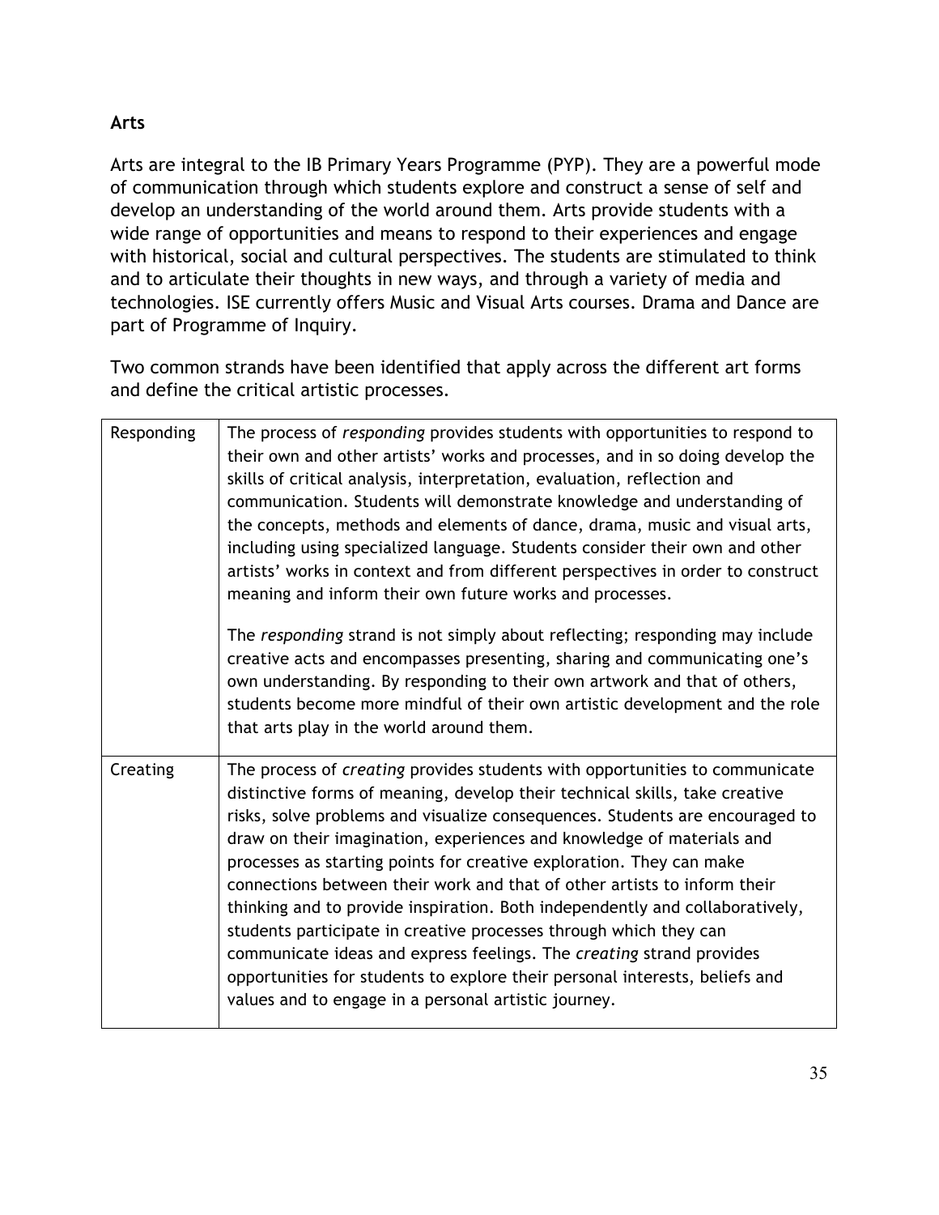**Arts**

Arts are integral to the IB Primary Years Programme (PYP). They are a powerful mode of communication through which students explore and construct a sense of self and develop an understanding of the world around them. Arts provide students with a wide range of opportunities and means to respond to their experiences and engage with historical, social and cultural perspectives. The students are stimulated to think and to articulate their thoughts in new ways, and through a variety of media and technologies. ISE currently offers Music and Visual Arts courses. Drama and Dance are part of Programme of Inquiry.

Two common strands have been identified that apply across the different art forms and define the critical artistic processes.

| | |
|---|---|
| Responding | The process of *responding* provides students with opportunities to respond to their own and other artists' works and processes, and in so doing develop the skills of critical analysis, interpretation, evaluation, reflection and communication. Students will demonstrate knowledge and understanding of the concepts, methods and elements of dance, drama, music and visual arts, including using specialized language. Students consider their own and other artists' works in context and from different perspectives in order to construct meaning and inform their own future works and processes.<br><br>The *responding* strand is not simply about reflecting; responding may include creative acts and encompasses presenting, sharing and communicating one's own understanding. By responding to their own artwork and that of others, students become more mindful of their own artistic development and the role that arts play in the world around them. |
| Creating | The process of *creating* provides students with opportunities to communicate distinctive forms of meaning, develop their technical skills, take creative risks, solve problems and visualize consequences. Students are encouraged to draw on their imagination, experiences and knowledge of materials and processes as starting points for creative exploration. They can make connections between their work and that of other artists to inform their thinking and to provide inspiration. Both independently and collaboratively, students participate in creative processes through which they can communicate ideas and express feelings. The *creating* strand provides opportunities for students to explore their personal interests, beliefs and values and to engage in a personal artistic journey. |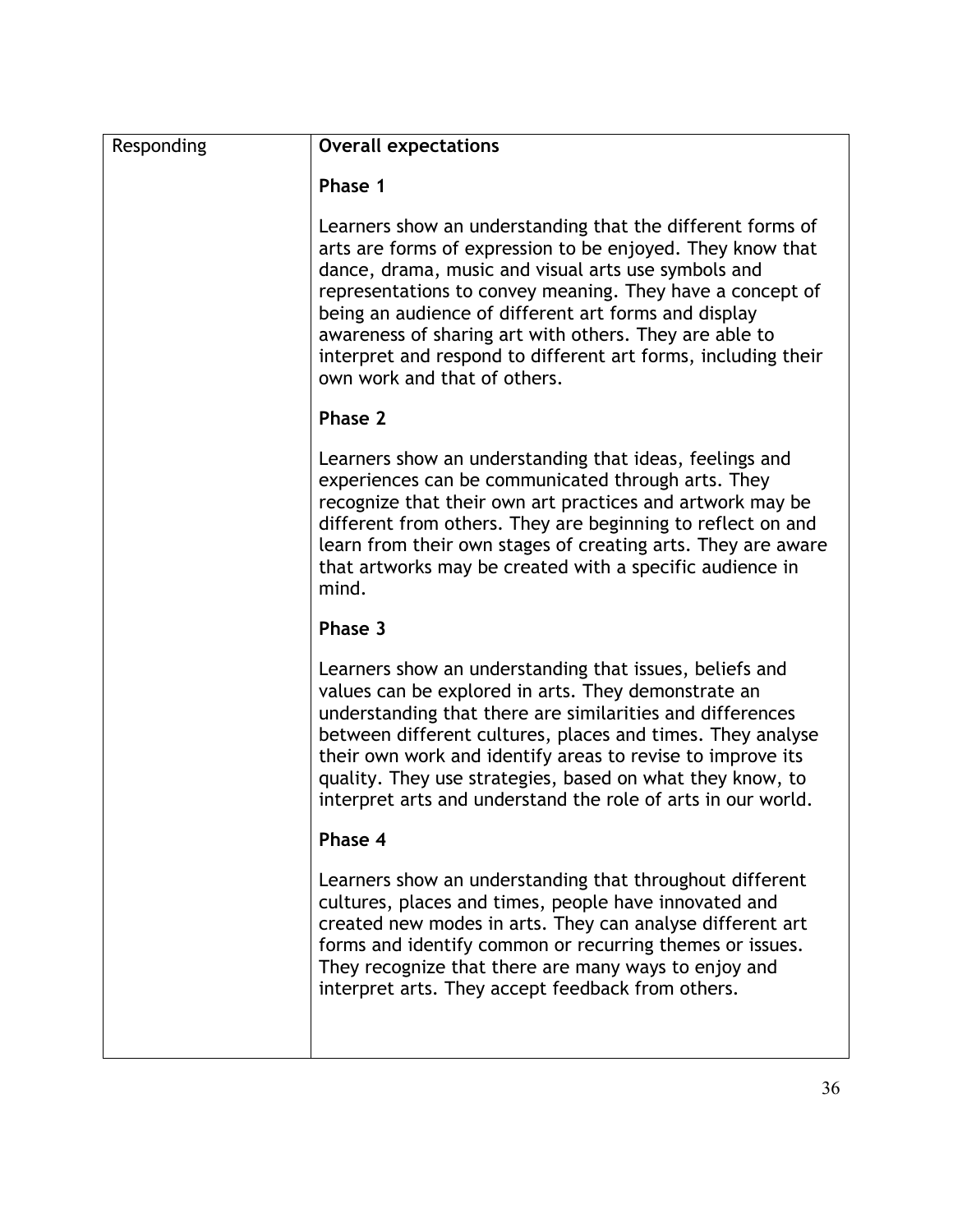| Responding | **Overall expectations**<br><br>**Phase 1**<br><br>Learners show an understanding that the different forms of arts are forms of expression to be enjoyed. They know that dance, drama, music and visual arts use symbols and representations to convey meaning. They have a concept of being an audience of different art forms and display awareness of sharing art with others. They are able to interpret and respond to different art forms, including their own work and that of others.<br><br>**Phase 2**<br><br>Learners show an understanding that ideas, feelings and experiences can be communicated through arts. They recognize that their own art practices and artwork may be different from others. They are beginning to reflect on and learn from their own stages of creating arts. They are aware that artworks may be created with a specific audience in mind.<br><br>**Phase 3**<br><br>Learners show an understanding that issues, beliefs and values can be explored in arts. They demonstrate an understanding that there are similarities and differences between different cultures, places and times. They analyse their own work and identify areas to revise to improve its quality. They use strategies, based on what they know, to interpret arts and understand the role of arts in our world.<br><br>**Phase 4**<br><br>Learners show an understanding that throughout different cultures, places and times, people have innovated and created new modes in arts. They can analyse different art forms and identify common or recurring themes or issues. They recognize that there are many ways to enjoy and interpret arts. They accept feedback from others. |
|---|---|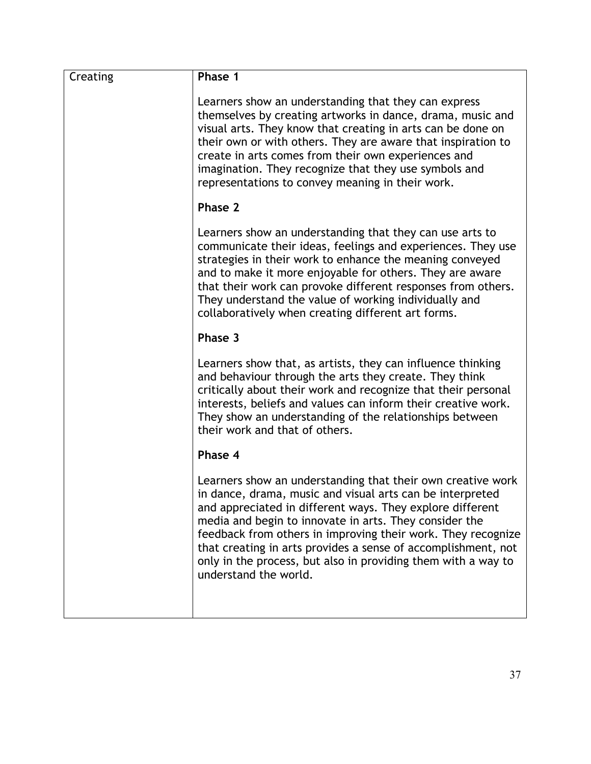| | |
|---|---|
| Creating | **Phase 1**<br><br>Learners show an understanding that they can express themselves by creating artworks in dance, drama, music and visual arts. They know that creating in arts can be done on their own or with others. They are aware that inspiration to create in arts comes from their own experiences and imagination. They recognize that they use symbols and representations to convey meaning in their work.<br><br>**Phase 2**<br><br>Learners show an understanding that they can use arts to communicate their ideas, feelings and experiences. They use strategies in their work to enhance the meaning conveyed and to make it more enjoyable for others. They are aware that their work can provoke different responses from others. They understand the value of working individually and collaboratively when creating different art forms.<br><br>**Phase 3**<br><br>Learners show that, as artists, they can influence thinking and behaviour through the arts they create. They think critically about their work and recognize that their personal interests, beliefs and values can inform their creative work. They show an understanding of the relationships between their work and that of others.<br><br>**Phase 4**<br><br>Learners show an understanding that their own creative work in dance, drama, music and visual arts can be interpreted and appreciated in different ways. They explore different media and begin to innovate in arts. They consider the feedback from others in improving their work. They recognize that creating in arts provides a sense of accomplishment, not only in the process, but also in providing them with a way to understand the world. |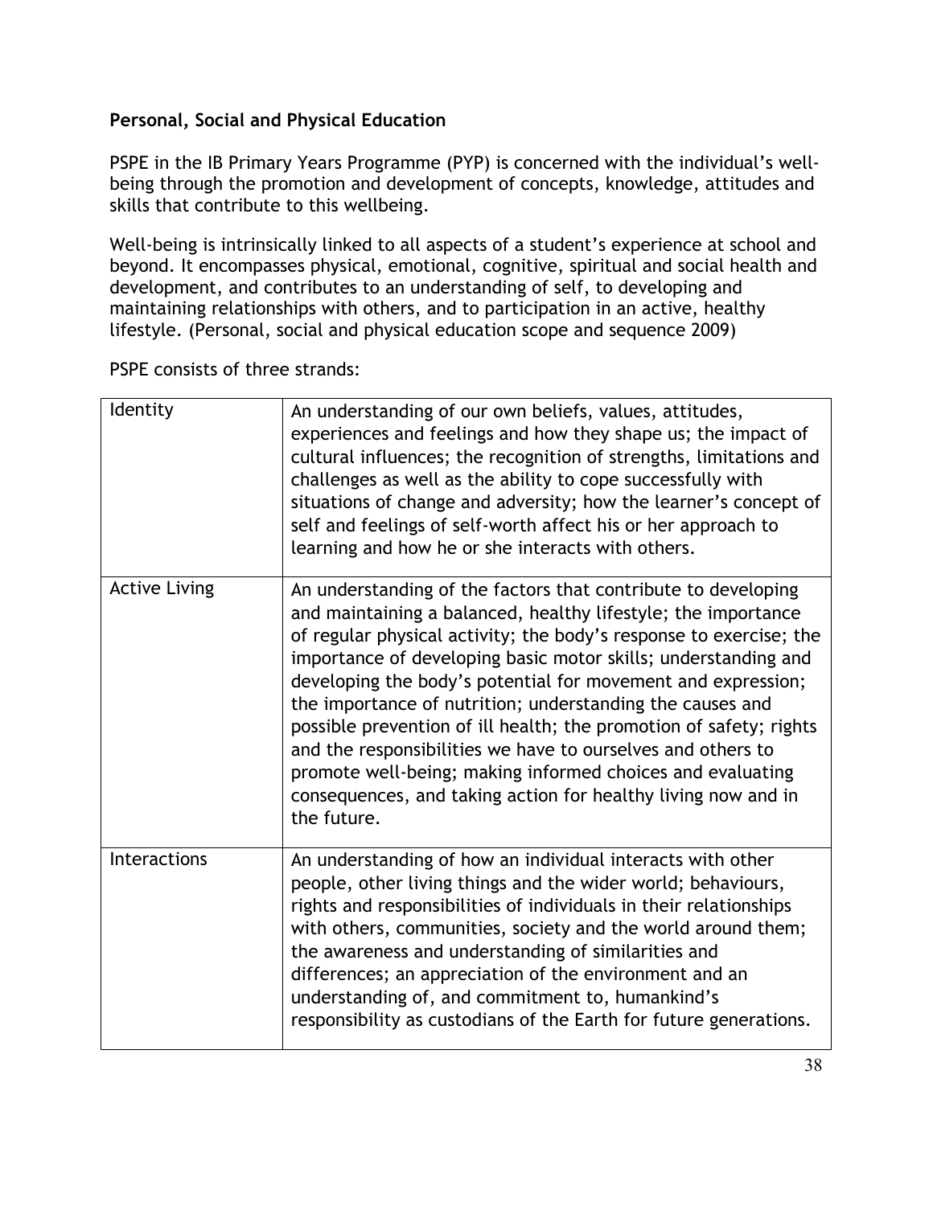**Personal, Social and Physical Education**

PSPE in the IB Primary Years Programme (PYP) is concerned with the individual's well-being through the promotion and development of concepts, knowledge, attitudes and skills that contribute to this wellbeing.

Well-being is intrinsically linked to all aspects of a student's experience at school and beyond. It encompasses physical, emotional, cognitive, spiritual and social health and development, and contributes to an understanding of self, to developing and maintaining relationships with others, and to participation in an active, healthy lifestyle. (Personal, social and physical education scope and sequence 2009)

PSPE consists of three strands:

| | |
|---|---|
| Identity | An understanding of our own beliefs, values, attitudes, experiences and feelings and how they shape us; the impact of cultural influences; the recognition of strengths, limitations and challenges as well as the ability to cope successfully with situations of change and adversity; how the learner's concept of self and feelings of self-worth affect his or her approach to learning and how he or she interacts with others. |
| Active Living | An understanding of the factors that contribute to developing and maintaining a balanced, healthy lifestyle; the importance of regular physical activity; the body's response to exercise; the importance of developing basic motor skills; understanding and developing the body's potential for movement and expression; the importance of nutrition; understanding the causes and possible prevention of ill health; the promotion of safety; rights and the responsibilities we have to ourselves and others to promote well-being; making informed choices and evaluating consequences, and taking action for healthy living now and in the future. |
| Interactions | An understanding of how an individual interacts with other people, other living things and the wider world; behaviours, rights and responsibilities of individuals in their relationships with others, communities, society and the world around them; the awareness and understanding of similarities and differences; an appreciation of the environment and an understanding of, and commitment to, humankind's responsibility as custodians of the Earth for future generations. |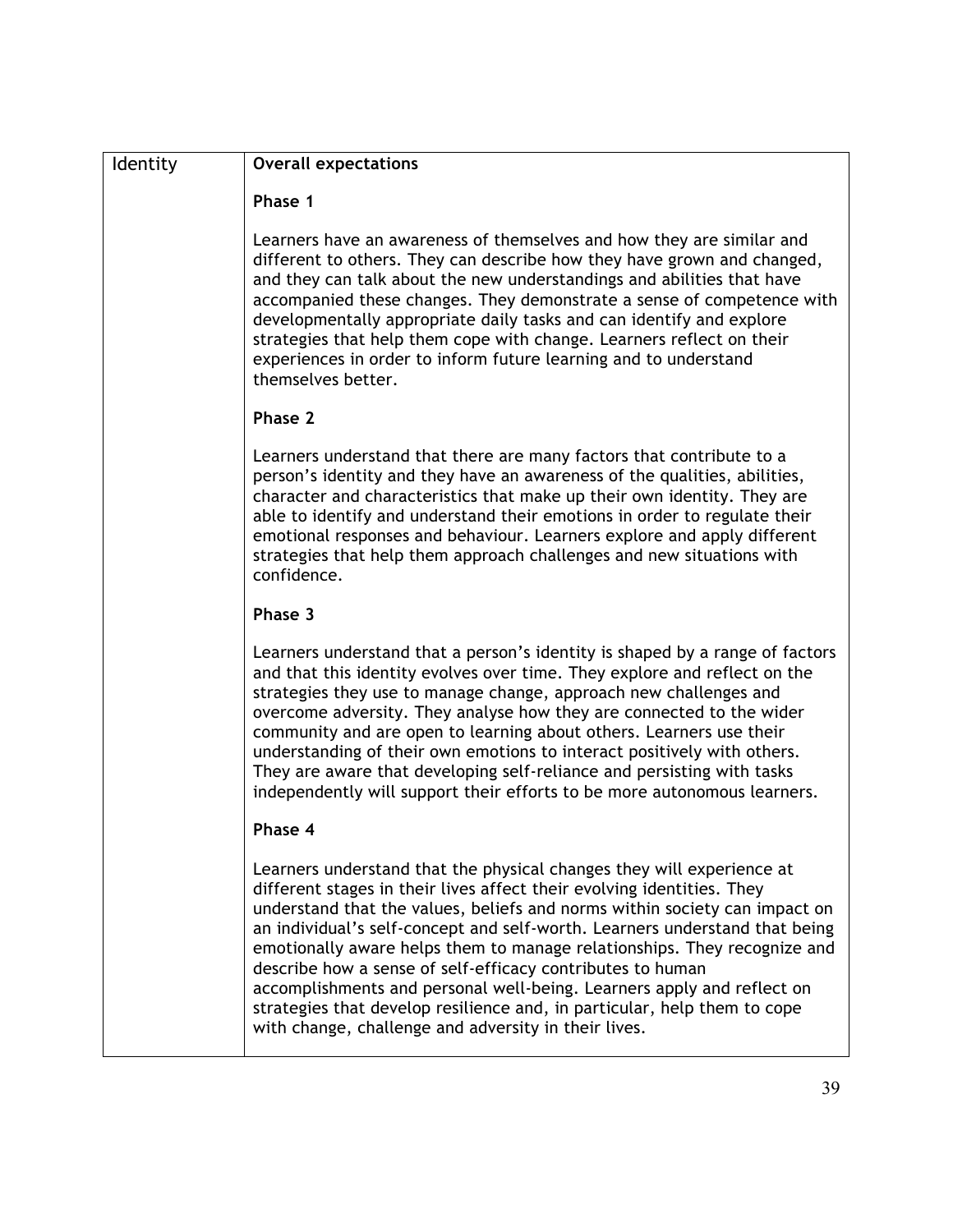| Identity | **Overall expectations**<br><br>**Phase 1**<br><br>Learners have an awareness of themselves and how they are similar and different to others. They can describe how they have grown and changed, and they can talk about the new understandings and abilities that have accompanied these changes. They demonstrate a sense of competence with developmentally appropriate daily tasks and can identify and explore strategies that help them cope with change. Learners reflect on their experiences in order to inform future learning and to understand themselves better.<br><br>**Phase 2**<br><br>Learners understand that there are many factors that contribute to a person's identity and they have an awareness of the qualities, abilities, character and characteristics that make up their own identity. They are able to identify and understand their emotions in order to regulate their emotional responses and behaviour. Learners explore and apply different strategies that help them approach challenges and new situations with confidence.<br><br>**Phase 3**<br><br>Learners understand that a person's identity is shaped by a range of factors and that this identity evolves over time. They explore and reflect on the strategies they use to manage change, approach new challenges and overcome adversity. They analyse how they are connected to the wider community and are open to learning about others. Learners use their understanding of their own emotions to interact positively with others. They are aware that developing self-reliance and persisting with tasks independently will support their efforts to be more autonomous learners.<br><br>**Phase 4**<br><br>Learners understand that the physical changes they will experience at different stages in their lives affect their evolving identities. They understand that the values, beliefs and norms within society can impact on an individual's self-concept and self-worth. Learners understand that being emotionally aware helps them to manage relationships. They recognize and describe how a sense of self-efficacy contributes to human accomplishments and personal well-being. Learners apply and reflect on strategies that develop resilience and, in particular, help them to cope with change, challenge and adversity in their lives. |
|---|---|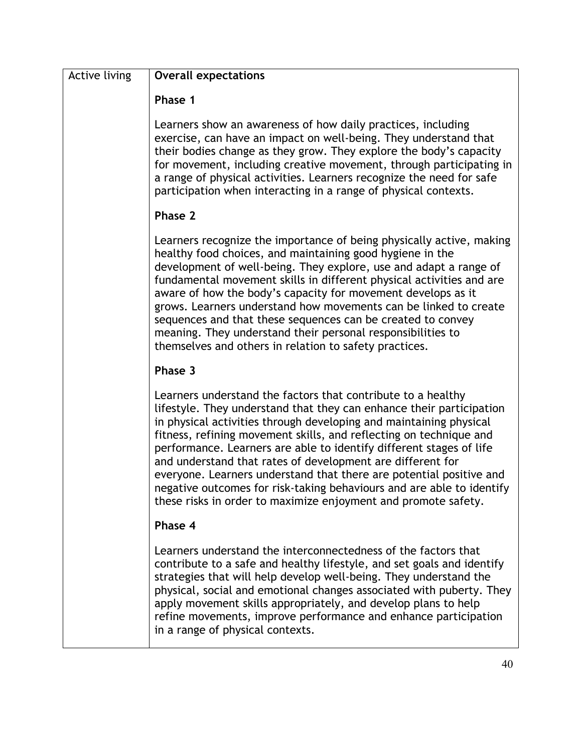| Active living | **Overall expectations**<br><br>**Phase 1**<br><br>Learners show an awareness of how daily practices, including exercise, can have an impact on well-being. They understand that their bodies change as they grow. They explore the body's capacity for movement, including creative movement, through participating in a range of physical activities. Learners recognize the need for safe participation when interacting in a range of physical contexts.<br><br>**Phase 2**<br><br>Learners recognize the importance of being physically active, making healthy food choices, and maintaining good hygiene in the development of well-being. They explore, use and adapt a range of fundamental movement skills in different physical activities and are aware of how the body's capacity for movement develops as it grows. Learners understand how movements can be linked to create sequences and that these sequences can be created to convey meaning. They understand their personal responsibilities to themselves and others in relation to safety practices.<br><br>**Phase 3**<br><br>Learners understand the factors that contribute to a healthy lifestyle. They understand that they can enhance their participation in physical activities through developing and maintaining physical fitness, refining movement skills, and reflecting on technique and performance. Learners are able to identify different stages of life and understand that rates of development are different for everyone. Learners understand that there are potential positive and negative outcomes for risk-taking behaviours and are able to identify these risks in order to maximize enjoyment and promote safety.<br><br>**Phase 4**<br><br>Learners understand the interconnectedness of the factors that contribute to a safe and healthy lifestyle, and set goals and identify strategies that will help develop well-being. They understand the physical, social and emotional changes associated with puberty. They apply movement skills appropriately, and develop plans to help refine movements, improve performance and enhance participation in a range of physical contexts. |
|---|---|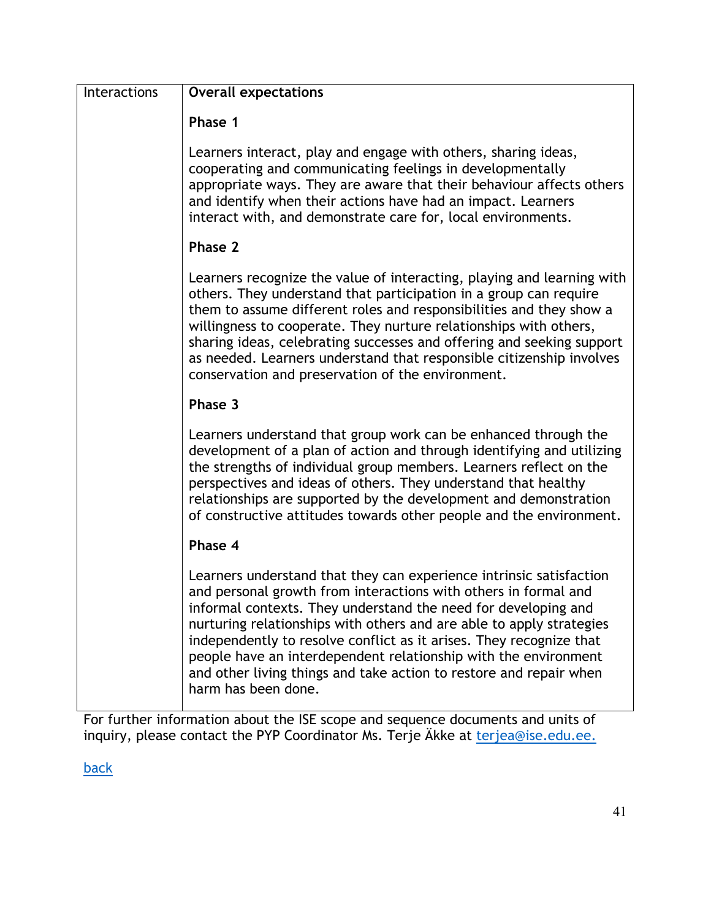| | |
|---|---|
| Interactions | **Overall expectations**<br><br>**Phase 1**<br><br>Learners interact, play and engage with others, sharing ideas, cooperating and communicating feelings in developmentally appropriate ways. They are aware that their behaviour affects others and identify when their actions have had an impact. Learners interact with, and demonstrate care for, local environments.<br><br>**Phase 2**<br><br>Learners recognize the value of interacting, playing and learning with others. They understand that participation in a group can require them to assume different roles and responsibilities and they show a willingness to cooperate. They nurture relationships with others, sharing ideas, celebrating successes and offering and seeking support as needed. Learners understand that responsible citizenship involves conservation and preservation of the environment.<br><br>**Phase 3**<br><br>Learners understand that group work can be enhanced through the development of a plan of action and through identifying and utilizing the strengths of individual group members. Learners reflect on the perspectives and ideas of others. They understand that healthy relationships are supported by the development and demonstration of constructive attitudes towards other people and the environment.<br><br>**Phase 4**<br><br>Learners understand that they can experience intrinsic satisfaction and personal growth from interactions with others in formal and informal contexts. They understand the need for developing and nurturing relationships with others and are able to apply strategies independently to resolve conflict as it arises. They recognize that people have an interdependent relationship with the environment and other living things and take action to restore and repair when harm has been done. |

For further information about the ISE scope and sequence documents and units of inquiry, please contact the PYP Coordinator Ms. Terje Äkke at terjea@ise.edu.ee.

back